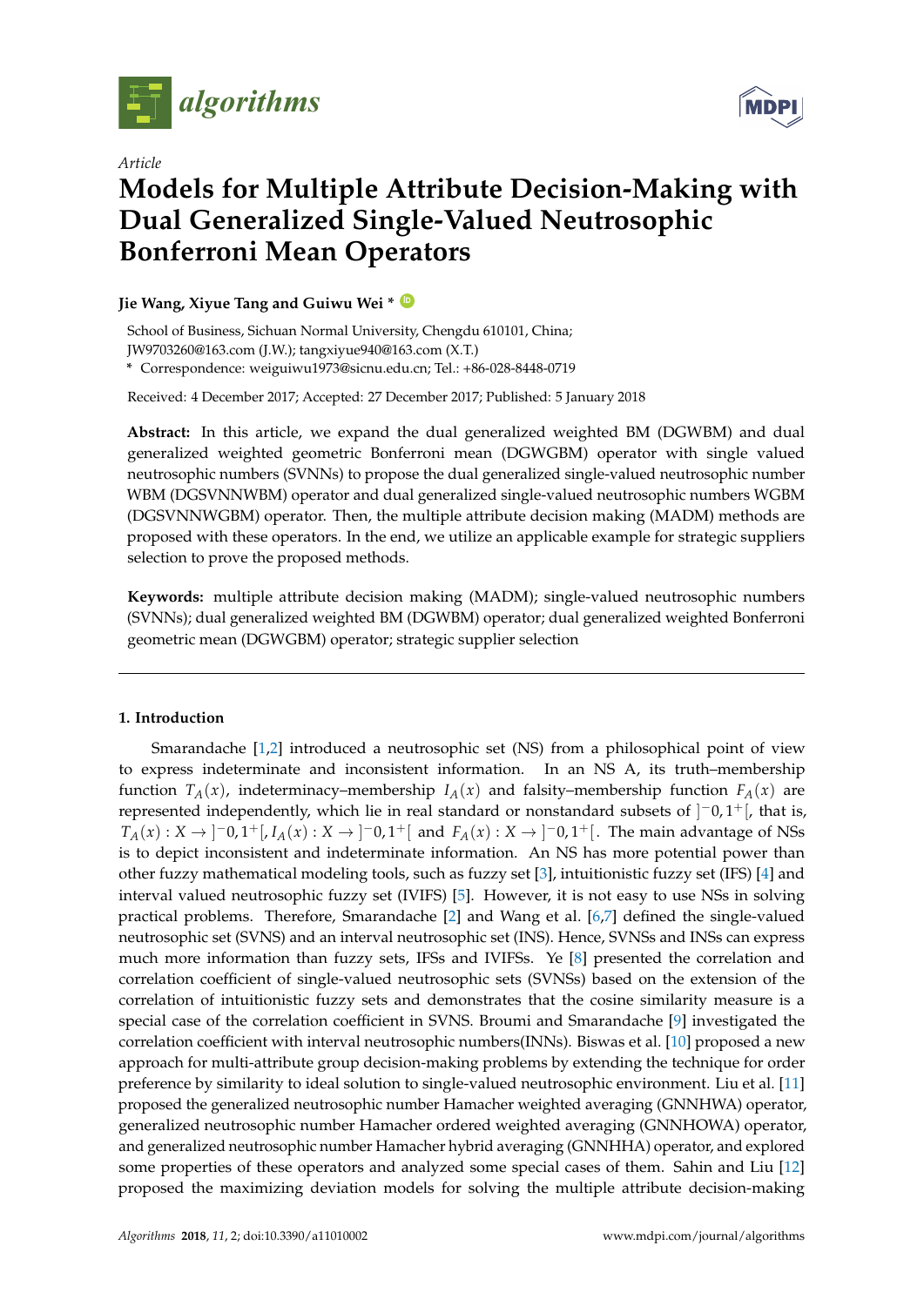*Article*

# Models for Multiple Attribute Decision-Making with Dual Generalized Single-Valued Neutrosophic Bonferroni Mean Operators

**Jie Wang, Xiyue Tang and Guiwu Wei ***

School of Business, Sichuan Normal University, Chengdu 610101, China; JW9703260@163.com (J.W.); tangxiyue940@163.com (X.T.)

* Correspondence: weiguiwu1973@sicnu.edu.cn; Tel.: +86-028-8448-0719

Received: 4 December 2017; Accepted: 27 December 2017; Published: 5 January 2018

**Abstract:** In this article, we expand the dual generalized weighted BM (DGWBM) and dual generalized weighted geometric Bonferroni mean (DGWGBM) operator with single valued neutrosophic numbers (SVNNs) to propose the dual generalized single-valued neutrosophic number WBM (DGSVNNWBM) operator and dual generalized single-valued neutrosophic numbers WGBM (DGSVNNWGBM) operator. Then, the multiple attribute decision making (MADM) methods are proposed with these operators. In the end, we utilize an applicable example for strategic suppliers selection to prove the proposed methods.

**Keywords:** multiple attribute decision making (MADM); single-valued neutrosophic numbers (SVNNs); dual generalized weighted BM (DGWBM) operator; dual generalized weighted Bonferroni geometric mean (DGWGBM) operator; strategic supplier selection

## 1. Introduction

Smarandache [1,2] introduced a neutrosophic set (NS) from a philosophical point of view to express indeterminate and inconsistent information. In an NS A, its truth–membership function $T_A(x)$, indeterminacy–membership $I_A(x)$ and falsity–membership function $F_A(x)$ are represented independently, which lie in real standard or nonstandard subsets of $]^{-}0,1^{+}[$, that is, $T_A(x): X \to ]^{-}0,1^{+}[$, $I_A(x): X \to ]^{-}0,1^{+}[$ and $F_A(x): X \to ]^{-}0,1^{+}[$. The main advantage of NSs is to depict inconsistent and indeterminate information. An NS has more potential power than other fuzzy mathematical modeling tools, such as fuzzy set [3], intuitionistic fuzzy set (IFS) [4] and interval valued neutrosophic fuzzy set (IVIFS) [5]. However, it is not easy to use NSs in solving practical problems. Therefore, Smarandache [2] and Wang et al. [6,7] defined the single-valued neutrosophic set (SVNS) and an interval neutrosophic set (INS). Hence, SVNSs and INSs can express much more information than fuzzy sets, IFSs and IVIFSs. Ye [8] presented the correlation and correlation coefficient of single-valued neutrosophic sets (SVNSs) based on the extension of the correlation of intuitionistic fuzzy sets and demonstrates that the cosine similarity measure is a special case of the correlation coefficient in SVNS. Broumi and Smarandache [9] investigated the correlation coefficient with interval neutrosophic numbers(INNs). Biswas et al. [10] proposed a new approach for multi-attribute group decision-making problems by extending the technique for order preference by similarity to ideal solution to single-valued neutrosophic environment. Liu et al. [11] proposed the generalized neutrosophic number Hamacher weighted averaging (GNNHWA) operator, generalized neutrosophic number Hamacher ordered weighted averaging (GNNHOWA) operator, and generalized neutrosophic number Hamacher hybrid averaging (GNNHHA) operator, and explored some properties of these operators and analyzed some special cases of them. Sahin and Liu [12] proposed the maximizing deviation models for solving the multiple attribute decision-making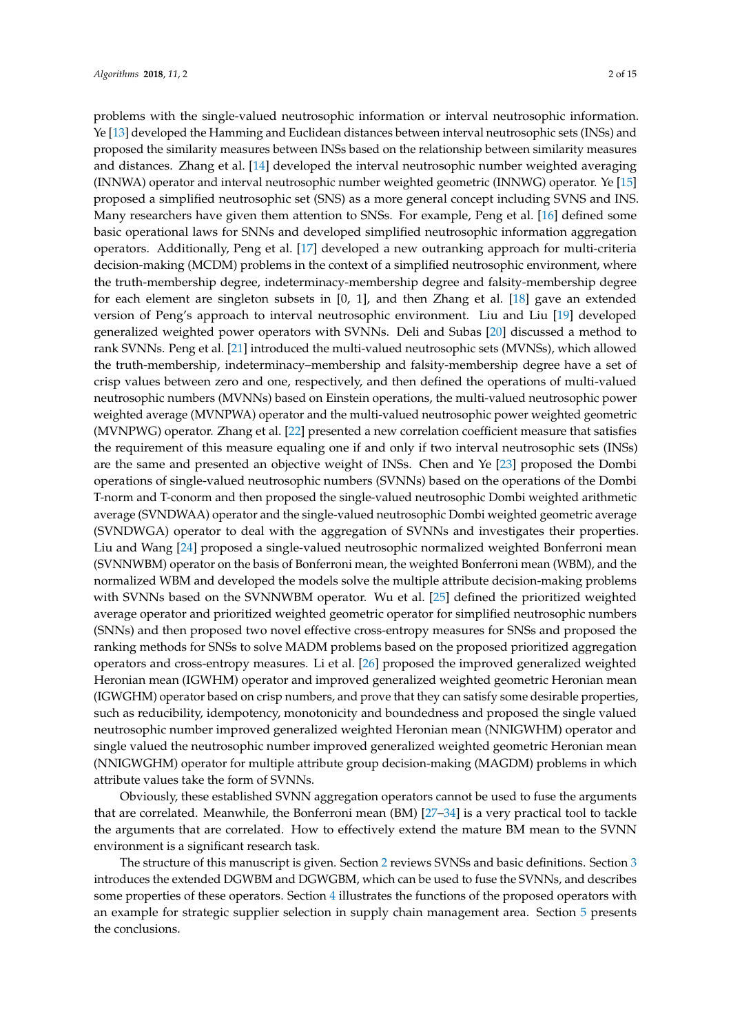problems with the single-valued neutrosophic information or interval neutrosophic information. Ye [13] developed the Hamming and Euclidean distances between interval neutrosophic sets (INSs) and proposed the similarity measures between INSs based on the relationship between similarity measures and distances. Zhang et al. [14] developed the interval neutrosophic number weighted averaging (INNWA) operator and interval neutrosophic number weighted geometric (INNWG) operator. Ye [15] proposed a simplified neutrosophic set (SNS) as a more general concept including SVNS and INS. Many researchers have given them attention to SNSs. For example, Peng et al. [16] defined some basic operational laws for SNNs and developed simplified neutrosophic information aggregation operators. Additionally, Peng et al. [17] developed a new outranking approach for multi-criteria decision-making (MCDM) problems in the context of a simplified neutrosophic environment, where the truth-membership degree, indeterminacy-membership degree and falsity-membership degree for each element are singleton subsets in [0, 1], and then Zhang et al. [18] gave an extended version of Peng's approach to interval neutrosophic environment. Liu and Liu [19] developed generalized weighted power operators with SVNNs. Deli and Subas [20] discussed a method to rank SVNNs. Peng et al. [21] introduced the multi-valued neutrosophic sets (MVNSs), which allowed the truth-membership, indeterminacy–membership and falsity-membership degree have a set of crisp values between zero and one, respectively, and then defined the operations of multi-valued neutrosophic numbers (MVNNs) based on Einstein operations, the multi-valued neutrosophic power weighted average (MVNPWA) operator and the multi-valued neutrosophic power weighted geometric (MVNPWG) operator. Zhang et al. [22] presented a new correlation coefficient measure that satisfies the requirement of this measure equaling one if and only if two interval neutrosophic sets (INSs) are the same and presented an objective weight of INSs. Chen and Ye [23] proposed the Dombi operations of single-valued neutrosophic numbers (SVNNs) based on the operations of the Dombi T-norm and T-conorm and then proposed the single-valued neutrosophic Dombi weighted arithmetic average (SVNDWAA) operator and the single-valued neutrosophic Dombi weighted geometric average (SVNDWGA) operator to deal with the aggregation of SVNNs and investigates their properties. Liu and Wang [24] proposed a single-valued neutrosophic normalized weighted Bonferroni mean (SVNNWBM) operator on the basis of Bonferroni mean, the weighted Bonferroni mean (WBM), and the normalized WBM and developed the models solve the multiple attribute decision-making problems with SVNNs based on the SVNNWBM operator. Wu et al. [25] defined the prioritized weighted average operator and prioritized weighted geometric operator for simplified neutrosophic numbers (SNNs) and then proposed two novel effective cross-entropy measures for SNSs and proposed the ranking methods for SNSs to solve MADM problems based on the proposed prioritized aggregation operators and cross-entropy measures. Li et al. [26] proposed the improved generalized weighted Heronian mean (IGWHM) operator and improved generalized weighted geometric Heronian mean (IGWGHM) operator based on crisp numbers, and prove that they can satisfy some desirable properties, such as reducibility, idempotency, monotonicity and boundedness and proposed the single valued neutrosophic number improved generalized weighted Heronian mean (NNIGWHM) operator and single valued the neutrosophic number improved generalized weighted geometric Heronian mean (NNIGWGHM) operator for multiple attribute group decision-making (MAGDM) problems in which attribute values take the form of SVNNs.

Obviously, these established SVNN aggregation operators cannot be used to fuse the arguments that are correlated. Meanwhile, the Bonferroni mean (BM) [27–34] is a very practical tool to tackle the arguments that are correlated. How to effectively extend the mature BM mean to the SVNN environment is a significant research task.

The structure of this manuscript is given. Section 2 reviews SVNSs and basic definitions. Section 3 introduces the extended DGWBM and DGWGBM, which can be used to fuse the SVNNs, and describes some properties of these operators. Section 4 illustrates the functions of the proposed operators with an example for strategic supplier selection in supply chain management area. Section 5 presents the conclusions.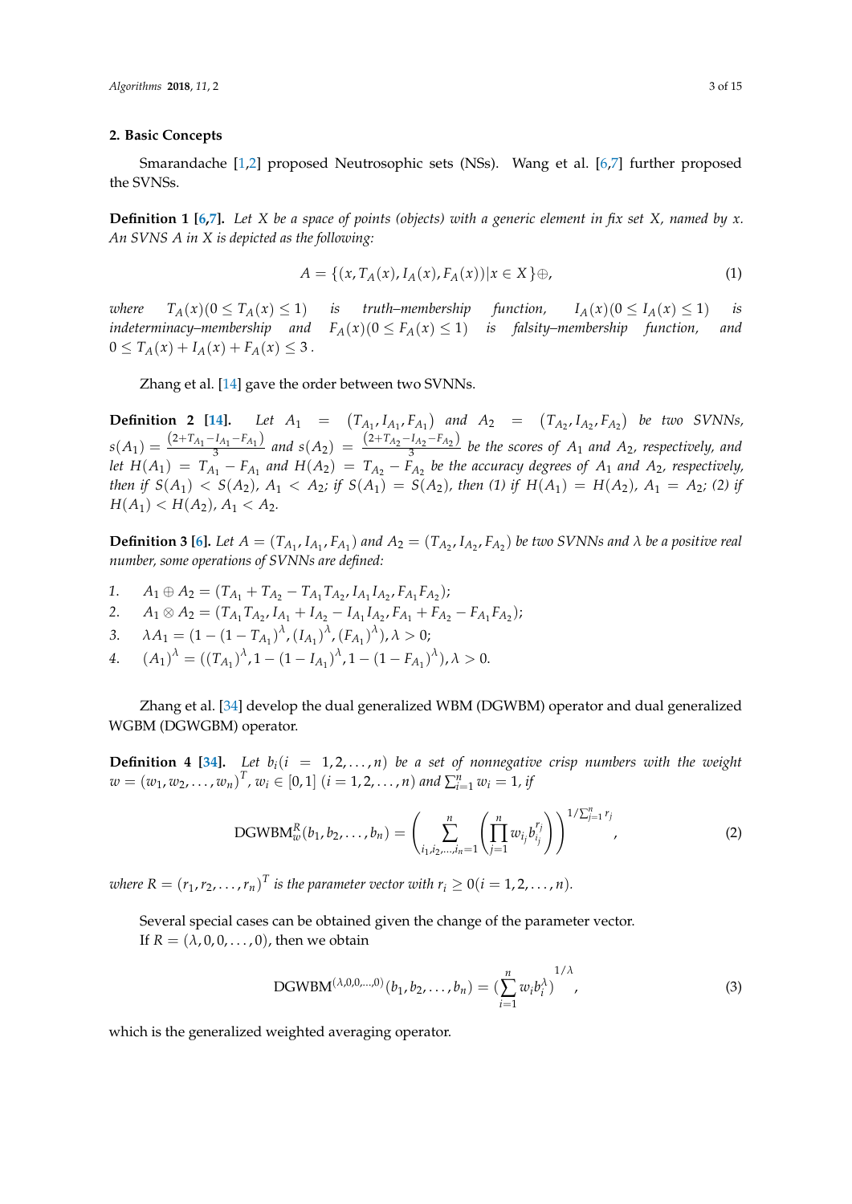## 2. Basic Concepts

Smarandache [1,2] proposed Neutrosophic sets (NSs). Wang et al. [6,7] further proposed the SVNSs.

**Definition 1 [6,7].** *Let $X$ be a space of points (objects) with a generic element in fix set $X$, named by $x$. An SVNS $A$ in $X$ is depicted as the following:*

$$A = \{(x, T_A(x), I_A(x), F_A(x)) | x \in X\}\oplus, \tag{1}$$

*where $T_A(x)(0 \le T_A(x) \le 1)$ is truth–membership function, $I_A(x)(0 \le I_A(x) \le 1)$ is indeterminacy–membership and $F_A(x)(0 \le F_A(x) \le 1)$ is falsity–membership function, and $0 \le T_A(x) + I_A(x) + F_A(x) \le 3$.*

Zhang et al. [14] gave the order between two SVNNs.

**Definition 2 [14].** *Let $A_1 = (T_{A_1}, I_{A_1}, F_{A_1})$ and $A_2 = (T_{A_2}, I_{A_2}, F_{A_2})$ be two SVNNs, $s(A_1) = \frac{(2+T_{A_1}-I_{A_1}-F_{A_1})}{3}$ and $s(A_2) = \frac{(2+T_{A_2}-I_{A_2}-F_{A_2})}{3}$ be the scores of $A_1$ and $A_2$, respectively, and let $H(A_1) = T_{A_1} - F_{A_1}$ and $H(A_2) = T_{A_2} - F_{A_2}$ be the accuracy degrees of $A_1$ and $A_2$, respectively, then if $S(A_1) < S(A_2)$, $A_1 < A_2$; if $S(A_1) = S(A_2)$, then (1) if $H(A_1) = H(A_2)$, $A_1 = A_2$; (2) if $H(A_1) < H(A_2)$, $A_1 < A_2$.*

**Definition 3 [6].** *Let $A = (T_{A_1}, I_{A_1}, F_{A_1})$ and $A_2 = (T_{A_2}, I_{A_2}, F_{A_2})$ be two SVNNs and $\lambda$ be a positive real number, some operations of SVNNs are defined:*

1. $A_1 \oplus A_2 = (T_{A_1} + T_{A_2} - T_{A_1}T_{A_2}, I_{A_1}I_{A_2}, F_{A_1}F_{A_2})$;
2. $A_1 \otimes A_2 = (T_{A_1}T_{A_2}, I_{A_1} + I_{A_2} - I_{A_1}I_{A_2}, F_{A_1} + F_{A_2} - F_{A_1}F_{A_2})$;
3. $\lambda A_1 = (1 - (1 - T_{A_1})^{\lambda}, (I_{A_1})^{\lambda}, (F_{A_1})^{\lambda}), \lambda > 0$;
4. $(A_1)^{\lambda} = ((T_{A_1})^{\lambda}, 1 - (1 - I_{A_1})^{\lambda}, 1 - (1 - F_{A_1})^{\lambda}), \lambda > 0$.

Zhang et al. [34] develop the dual generalized WBM (DGWBM) operator and dual generalized WGBM (DGWGBM) operator.

**Definition 4 [34].** *Let $b_i(i = 1, 2, \ldots, n)$ be a set of nonnegative crisp numbers with the weight $w = (w_1, w_2, \ldots, w_n)^T$, $w_i \in [0, 1]$ $(i = 1, 2, \ldots, n)$ and $\sum_{i=1}^{n} w_i = 1$, if*

$$\mathrm{DGWBM}_w^R(b_1, b_2, \ldots, b_n) = \left( \sum_{i_1, i_2, \ldots, i_n = 1}^{n} \left( \prod_{j=1}^{n} w_{i_j} b_{i_j}^{r_j} \right) \right)^{1/\sum_{j=1}^{n} r_j}, \tag{2}$$

*where $R = (r_1, r_2, \ldots, r_n)^T$ is the parameter vector with $r_i \ge 0 (i = 1, 2, \ldots, n)$.*

Several special cases can be obtained given the change of the parameter vector.
If $R = (\lambda, 0, 0, \ldots, 0)$, then we obtain

$$\mathrm{DGWBM}^{(\lambda,0,0,\ldots,0)}(b_1, b_2, \ldots, b_n) = (\sum_{i=1}^{n} w_i b_i^{\lambda})^{1/\lambda}, \tag{3}$$

which is the generalized weighted averaging operator.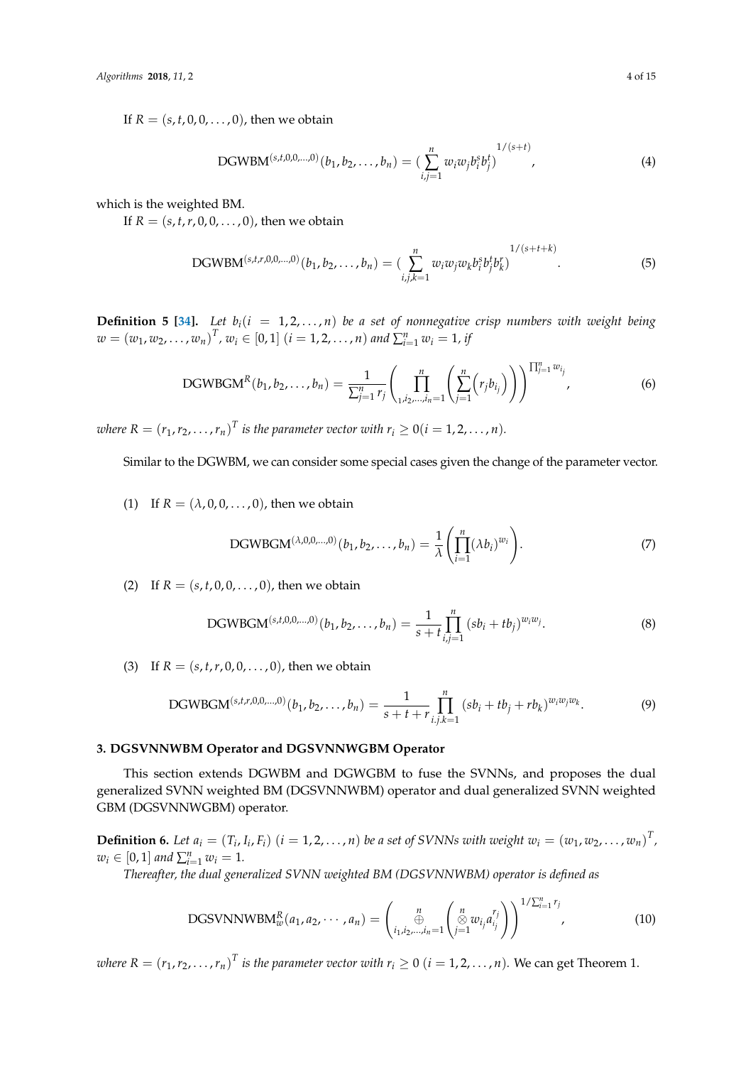If $R = (s, t, 0, 0, \ldots, 0)$, then we obtain

$$\text{DGWBM}^{(s,t,0,0,\ldots,0)}(b_1, b_2, \ldots, b_n) = (\sum_{i,j=1}^{n} w_i w_j b_i^s b_j^t)^{1/(s+t)}, \tag{4}$$

which is the weighted BM.

If $R = (s, t, r, 0, 0, \ldots, 0)$, then we obtain

$$\text{DGWBM}^{(s,t,r,0,0,\ldots,0)}(b_1, b_2, \ldots, b_n) = (\sum_{i,j,k=1}^{n} w_i w_j w_k b_i^s b_j^t b_k^r)^{1/(s+t+k)}. \tag{5}$$

**Definition 5 [34].** *Let $b_i (i = 1, 2, \ldots, n)$ be a set of nonnegative crisp numbers with weight being $w = (w_1, w_2, \ldots, w_n)^T$, $w_i \in [0, 1]$ $(i = 1, 2, \ldots, n)$ and $\sum_{i=1}^{n} w_i = 1$, if*

$$\text{DGWBGM}^R(b_1, b_2, \ldots, b_n) = \frac{1}{\sum_{j=1}^{n} r_j} \left( \prod_{1,i_2,\ldots,i_n=1}^{n} \left( \sum_{j=1}^{n} \left( r_j b_{i_j} \right) \right) \right)^{\prod_{j=1}^{n} w_{i_j}}, \tag{6}$$

*where $R = (r_1, r_2, \ldots, r_n)^T$ is the parameter vector with $r_i \geq 0 (i = 1, 2, \ldots, n)$.*

Similar to the DGWBM, we can consider some special cases given the change of the parameter vector.

(1) If $R = (\lambda, 0, 0, \ldots, 0)$, then we obtain

$$\text{DGWBGM}^{(\lambda,0,0,\ldots,0)}(b_1, b_2, \ldots, b_n) = \frac{1}{\lambda} \left( \prod_{i=1}^{n} (\lambda b_i)^{w_i} \right). \tag{7}$$

(2) If $R = (s, t, 0, 0, \ldots, 0)$, then we obtain

$$\text{DGWBGM}^{(s,t,0,0,\ldots,0)}(b_1, b_2, \ldots, b_n) = \frac{1}{s+t} \prod_{i,j=1}^{n} (s b_i + t b_j)^{w_i w_j}. \tag{8}$$

(3) If $R = (s, t, r, 0, 0, \ldots, 0)$, then we obtain

$$\text{DGWBGM}^{(s,t,r,0,0,\ldots,0)}(b_1, b_2, \ldots, b_n) = \frac{1}{s+t+r} \prod_{i.j.k=1}^{n} (s b_i + t b_j + r b_k)^{w_i w_j w_k}. \tag{9}$$

## 3. DGSVNNWBM Operator and DGSVNNWGBM Operator

This section extends DGWBM and DGWGBM to fuse the SVNNs, and proposes the dual generalized SVNN weighted BM (DGSVNNWBM) operator and dual generalized SVNN weighted GBM (DGSVNNWGBM) operator.

**Definition 6.** *Let $a_i = (T_i, I_i, F_i)$ $(i = 1, 2, \ldots, n)$ be a set of SVNNs with weight $w_i = (w_1, w_2, \ldots, w_n)^T$, $w_i \in [0, 1]$ and $\sum_{i=1}^{n} w_i = 1$.*

*Thereafter, the dual generalized SVNN weighted BM (DGSVNNWBM) operator is defined as*

$$\text{DGSVNNWBM}_w^R(a_1, a_2, \cdots, a_n) = \left( \underset{i_1,i_2,\ldots,i_n=1}{\overset{n}{\oplus}} \left( \underset{j=1}{\overset{n}{\otimes}} w_{i_j} a_{i_j}^{r_j} \right) \right)^{1/\sum_{i=1}^{n} r_j}, \tag{10}$$

*where $R = (r_1, r_2, \ldots, r_n)^T$ is the parameter vector with $r_i \geq 0$ $(i = 1, 2, \ldots, n)$.* We can get Theorem 1.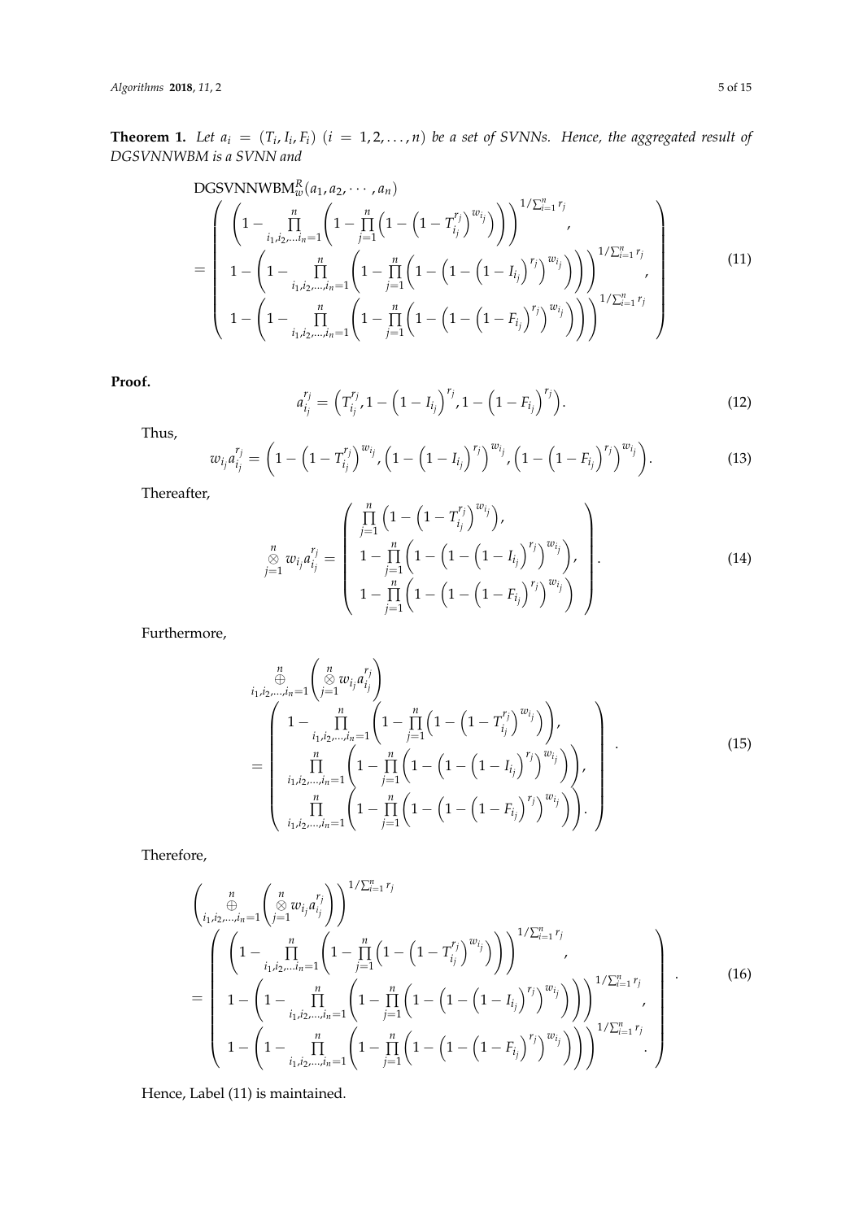**Theorem 1.** *Let $a_i = (T_i, I_i, F_i)$ $(i = 1, 2, \ldots, n)$ be a set of SVNNs. Hence, the aggregated result of DGSVNNWBM is a SVNN and*

$$
\begin{aligned}
&\mathrm{DGSVNNWBM}_w^R(a_1, a_2, \cdots, a_n) \\
&= \left( \begin{array}{c}
\left(1 - \prod\limits_{i_1, i_2, \ldots i_n = 1}^{n} \left(1 - \prod\limits_{j=1}^{n} \left(1 - \left(1 - T_{i_j}^{r_j}\right)^{w_{i_j}}\right)\right)\right)^{1/\sum_{i=1}^{n} r_j}, \\
1 - \left(1 - \prod\limits_{i_1, i_2, \ldots, i_n = 1}^{n} \left(1 - \prod\limits_{j=1}^{n} \left(1 - \left(1 - \left(1 - I_{i_j}\right)^{r_j}\right)^{w_{i_j}}\right)\right)\right)^{1/\sum_{i=1}^{n} r_j}, \\
1 - \left(1 - \prod\limits_{i_1, i_2, \ldots, i_n = 1}^{n} \left(1 - \prod\limits_{j=1}^{n} \left(1 - \left(1 - \left(1 - F_{i_j}\right)^{r_j}\right)^{w_{i_j}}\right)\right)\right)^{1/\sum_{i=1}^{n} r_j}
\end{array} \right)
\end{aligned}
\tag{11}
$$

**Proof.**

$$
a_{i_j}^{r_j} = \left(T_{i_j}^{r_j}, 1 - \left(1 - I_{i_j}\right)^{r_j}, 1 - \left(1 - F_{i_j}\right)^{r_j}\right). \tag{12}
$$

Thus,

$$
w_{i_j} a_{i_j}^{r_j} = \left(1 - \left(1 - T_{i_j}^{r_j}\right)^{w_{i_j}}, \left(1 - \left(1 - I_{i_j}\right)^{r_j}\right)^{w_{i_j}}, \left(1 - \left(1 - F_{i_j}\right)^{r_j}\right)^{w_{i_j}}\right). \tag{13}
$$

Thereafter,

$$
\underset{j=1}{\overset{n}{\otimes}} w_{i_j} a_{i_j}^{r_j} = \left( \begin{array}{c}
\prod\limits_{j=1}^{n} \left(1 - \left(1 - T_{i_j}^{r_j}\right)^{w_{i_j}}\right), \\
1 - \prod\limits_{j=1}^{n} \left(1 - \left(1 - \left(1 - I_{i_j}\right)^{r_j}\right)^{w_{i_j}}\right), \\
1 - \prod\limits_{j=1}^{n} \left(1 - \left(1 - \left(1 - F_{i_j}\right)^{r_j}\right)^{w_{i_j}}\right)
\end{array} \right). \tag{14}
$$

Furthermore,

$$
\begin{aligned}
&\underset{i_1, i_2, \ldots, i_n = 1}{\overset{n}{\oplus}} \left( \underset{j=1}{\overset{n}{\otimes}} w_{i_j} a_{i_j}^{r_j} \right) \\
&= \left( \begin{array}{c}
1 - \prod\limits_{i_1, i_2, \ldots, i_n = 1}^{n} \left(1 - \prod\limits_{j=1}^{n} \left(1 - \left(1 - T_{i_j}^{r_j}\right)^{w_{i_j}}\right)\right), \\
\prod\limits_{i_1, i_2, \ldots, i_n = 1}^{n} \left(1 - \prod\limits_{j=1}^{n} \left(1 - \left(1 - \left(1 - I_{i_j}\right)^{r_j}\right)^{w_{i_j}}\right)\right), \\
\prod\limits_{i_1, i_2, \ldots, i_n = 1}^{n} \left(1 - \prod\limits_{j=1}^{n} \left(1 - \left(1 - \left(1 - F_{i_j}\right)^{r_j}\right)^{w_{i_j}}\right)\right).
\end{array} \right).
\end{aligned}
\tag{15}
$$

Therefore,

$$
\begin{aligned}
&\left( \underset{i_1, i_2, \ldots, i_n = 1}{\overset{n}{\oplus}} \left( \underset{j=1}{\overset{n}{\otimes}} w_{i_j} a_{i_j}^{r_j} \right) \right)^{1/\sum_{i=1}^{n} r_j} \\
&= \left( \begin{array}{c}
\left(1 - \prod\limits_{i_1, i_2, \ldots i_n = 1}^{n} \left(1 - \prod\limits_{j=1}^{n} \left(1 - \left(1 - T_{i_j}^{r_j}\right)^{w_{i_j}}\right)\right)\right)^{1/\sum_{i=1}^{n} r_j}, \\
1 - \left(1 - \prod\limits_{i_1, i_2, \ldots, i_n = 1}^{n} \left(1 - \prod\limits_{j=1}^{n} \left(1 - \left(1 - \left(1 - I_{i_j}\right)^{r_j}\right)^{w_{i_j}}\right)\right)\right)^{1/\sum_{i=1}^{n} r_j}, \\
1 - \left(1 - \prod\limits_{i_1, i_2, \ldots, i_n = 1}^{n} \left(1 - \prod\limits_{j=1}^{n} \left(1 - \left(1 - \left(1 - F_{i_j}\right)^{r_j}\right)^{w_{i_j}}\right)\right)\right)^{1/\sum_{i=1}^{n} r_j}.
\end{array} \right).
\end{aligned}
\tag{16}
$$

Hence, Label (11) is maintained.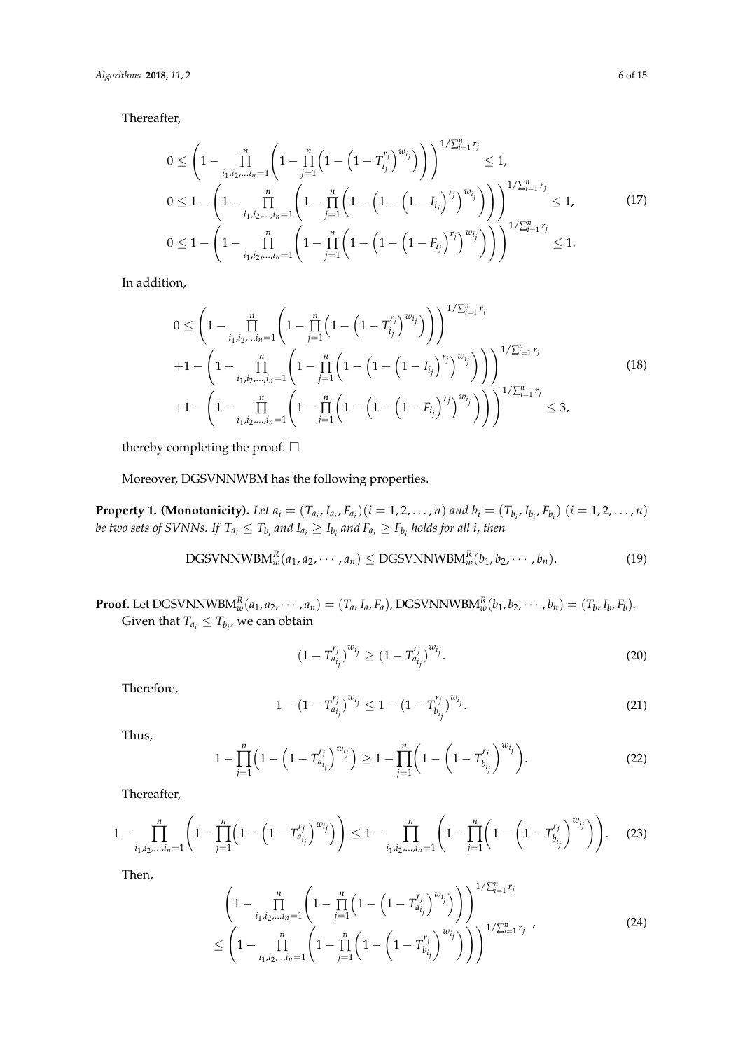Thereafter,

$$
\begin{aligned}
&0 \le \left(1-\prod_{i_1,i_2,\ldots i_n=1}^{n}\left(1-\prod_{j=1}^{n}\left(1-\left(1-T_{i_j}^{r_j}\right)^{w_{i_j}}\right)\right)\right)^{1/\sum_{i=1}^{n} r_j} \le 1,\\
&0 \le 1-\left(1-\prod_{i_1,i_2,\ldots,i_n=1}^{n}\left(1-\prod_{j=1}^{n}\left(1-\left(1-\left(1-I_{i_j}\right)^{r_j}\right)^{w_{i_j}}\right)\right)\right)^{1/\sum_{i=1}^{n} r_j} \le 1, \\
&0 \le 1-\left(1-\prod_{i_1,i_2,\ldots,i_n=1}^{n}\left(1-\prod_{j=1}^{n}\left(1-\left(1-\left(1-F_{i_j}\right)^{r_j}\right)^{w_{i_j}}\right)\right)\right)^{1/\sum_{i=1}^{n} r_j} \le 1.
\end{aligned} \tag{17}
$$

In addition,

$$
\begin{aligned}
&0 \le \left(1-\prod_{i_1,i_2,\ldots i_n=1}^{n}\left(1-\prod_{j=1}^{n}\left(1-\left(1-T_{i_j}^{r_j}\right)^{w_{i_j}}\right)\right)\right)^{1/\sum_{i=1}^{n} r_j}\\
&+1-\left(1-\prod_{i_1,i_2,\ldots,i_n=1}^{n}\left(1-\prod_{j=1}^{n}\left(1-\left(1-\left(1-I_{i_j}\right)^{r_j}\right)^{w_{i_j}}\right)\right)\right)^{1/\sum_{i=1}^{n} r_j} \\
&+1-\left(1-\prod_{i_1,i_2,\ldots,i_n=1}^{n}\left(1-\prod_{j=1}^{n}\left(1-\left(1-\left(1-F_{i_j}\right)^{r_j}\right)^{w_{i_j}}\right)\right)\right)^{1/\sum_{i=1}^{n} r_j} \le 3,
\end{aligned} \tag{18}
$$

thereby completing the proof. □

Moreover, DGSVNNWBM has the following properties.

**Property 1. (Monotonicity).** *Let $a_i = (T_{a_i}, I_{a_i}, F_{a_i})(i = 1, 2, \ldots, n)$ and $b_i = (T_{b_i}, I_{b_i}, F_{b_i})$ $(i = 1, 2, \ldots, n)$ be two sets of SVNNs. If $T_{a_i} \le T_{b_i}$ and $I_{a_i} \ge I_{b_i}$ and $F_{a_i} \ge F_{b_i}$ holds for all i, then*

$$
\mathrm{DGSVNNWBM}_w^R(a_1, a_2, \cdots, a_n) \le \mathrm{DGSVNNWBM}_w^R(b_1, b_2, \cdots, b_n). \tag{19}
$$

**Proof.** Let $\mathrm{DGSVNNWBM}_w^R(a_1, a_2, \cdots, a_n) = (T_a, I_a, F_a)$, $\mathrm{DGSVNNWBM}_w^R(b_1, b_2, \cdots, b_n) = (T_b, I_b, F_b)$.
Given that $T_{a_i} \le T_{b_i}$, we can obtain

$$
(1 - T_{a_{i_j}}^{r_j})^{w_{i_j}} \ge (1 - T_{a_{i_j}}^{r_j})^{w_{i_j}}. \tag{20}
$$

Therefore,

$$
1 - (1 - T_{a_{i_j}}^{r_j})^{w_{i_j}} \le 1 - (1 - T_{b_{i_j}}^{r_j})^{w_{i_j}}. \tag{21}
$$

Thus,

$$
1 - \prod_{j=1}^{n}\left(1 - \left(1 - T_{a_{i_j}}^{r_j}\right)^{w_{i_j}}\right) \ge 1 - \prod_{j=1}^{n}\left(1 - \left(1 - T_{b_{i_j}}^{r_j}\right)^{w_{i_j}}\right). \tag{22}
$$

Thereafter,

$$
1 - \prod_{i_1,i_2,\ldots,i_n=1}^{n}\left(1 - \prod_{j=1}^{n}\left(1 - \left(1 - T_{a_{i_j}}^{r_j}\right)^{w_{i_j}}\right)\right) \le 1 - \prod_{i_1,i_2,\ldots,i_n=1}^{n}\left(1 - \prod_{j=1}^{n}\left(1 - \left(1 - T_{b_{i_j}}^{r_j}\right)^{w_{i_j}}\right)\right). \tag{23}
$$

Then,

$$
\begin{aligned}
&\left(1 - \prod_{i_1,i_2,\ldots i_n=1}^{n}\left(1 - \prod_{j=1}^{n}\left(1 - \left(1 - T_{a_{i_j}}^{r_j}\right)^{w_{i_j}}\right)\right)\right)^{1/\sum_{i=1}^{n} r_j} \\
&\le \left(1 - \prod_{i_1,i_2,\ldots i_n=1}^{n}\left(1 - \prod_{j=1}^{n}\left(1 - \left(1 - T_{b_{i_j}}^{r_j}\right)^{w_{i_j}}\right)\right)\right)^{1/\sum_{i=1}^{n} r_j},
\end{aligned} \tag{24}
$$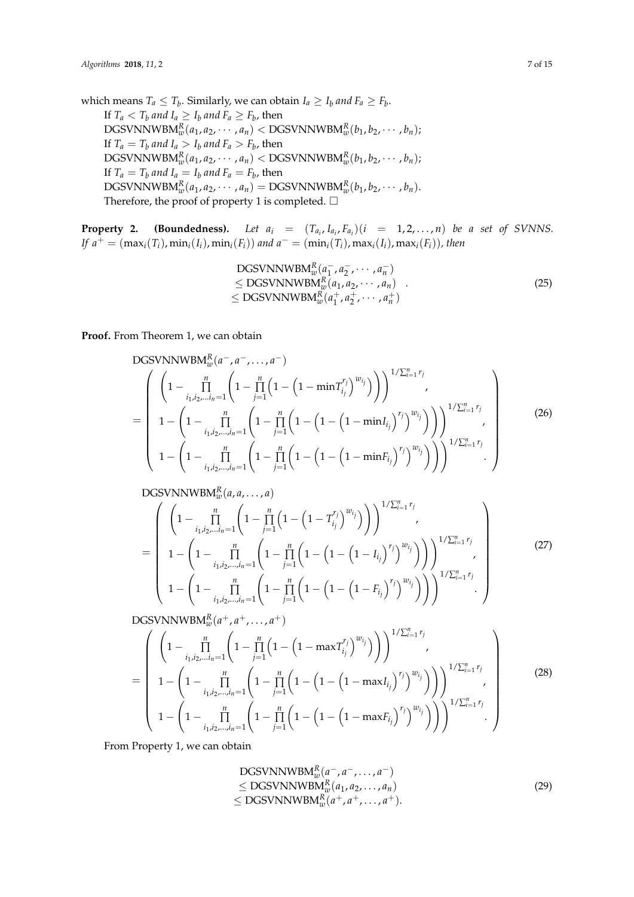which means $T_a \leq T_b$. Similarly, we can obtain $I_a \geq I_b$ *and* $F_a \geq F_b$.

If $T_a < T_b$ *and* $I_a \geq I_b$ *and* $F_a \geq F_b$, then $\text{DGSVNNWBM}_w^R(a_1, a_2, \cdots, a_n) < \text{DGSVNNWBM}_w^R(b_1, b_2, \cdots, b_n)$;

If $T_a = T_b$ *and* $I_a > I_b$ *and* $F_a > F_b$, then $\text{DGSVNNWBM}_w^R(a_1, a_2, \cdots, a_n) < \text{DGSVNNWBM}_w^R(b_1, b_2, \cdots, b_n)$;

If $T_a = T_b$ *and* $I_a = I_b$ *and* $F_a = F_b$, then $\text{DGSVNNWBM}_w^R(a_1, a_2, \cdots, a_n) = \text{DGSVNNWBM}_w^R(b_1, b_2, \cdots, b_n)$.

Therefore, the proof of property 1 is completed. □

**Property 2. (Boundedness).** *Let $a_i = (T_{a_i}, I_{a_i}, F_{a_i})(i = 1, 2, \ldots, n)$ be a set of SVNNS. If $a^+ = (\max_i(T_i), \min_i(I_i), \min_i(F_i))$ and $a^- = (\min_i(T_i), \max_i(I_i), \max_i(F_i))$, then*

$$\begin{array}{l} \text{DGSVNNWBM}_w^R(a_1^-, a_2^-, \cdots, a_n^-) \\ \leq \text{DGSVNNWBM}_w^R(a_1, a_2, \cdots, a_n) \\ \leq \text{DGSVNNWBM}_w^R(a_1^+, a_2^+, \cdots, a_n^+) \end{array} . \tag{25}$$

**Proof.** From Theorem 1, we can obtain

$$\begin{array}{l} \text{DGSVNNWBM}_w^R(a^-, a^-, \ldots, a^-) \\ = \left( \begin{array}{c} \left(1 - \prod\limits_{i_1, i_2, \ldots i_n = 1}^{n} \left(1 - \prod\limits_{j=1}^{n} \left(1 - \left(1 - \min T_{i_j}^{r_j}\right)^{w_{i_j}}\right)\right)\right)^{1/\sum_{i=1}^{n} r_j}, \\ 1 - \left(1 - \prod\limits_{i_1, i_2, \ldots, i_n = 1}^{n} \left(1 - \prod\limits_{j=1}^{n} \left(1 - \left(1 - \left(1 - \min I_{i_j}\right)^{r_j}\right)^{w_{i_j}}\right)\right)\right)^{1/\sum_{i=1}^{n} r_j}, \\ 1 - \left(1 - \prod\limits_{i_1, i_2, \ldots, i_n = 1}^{n} \left(1 - \prod\limits_{j=1}^{n} \left(1 - \left(1 - \left(1 - \min F_{i_j}\right)^{r_j}\right)^{w_{i_j}}\right)\right)\right)^{1/\sum_{i=1}^{n} r_j}. \end{array} \right) \end{array} \tag{26}$$

$$\begin{array}{l} \text{DGSVNNWBM}_w^R(a, a, \ldots, a) \\ = \left( \begin{array}{c} \left(1 - \prod\limits_{i_1, i_2, \ldots i_n = 1}^{n} \left(1 - \prod\limits_{j=1}^{n} \left(1 - \left(1 - T_{i_j}^{r_j}\right)^{w_{i_j}}\right)\right)\right)^{1/\sum_{i=1}^{n} r_j}, \\ 1 - \left(1 - \prod\limits_{i_1, i_2, \ldots, i_n = 1}^{n} \left(1 - \prod\limits_{j=1}^{n} \left(1 - \left(1 - \left(1 - I_{i_j}\right)^{r_j}\right)^{w_{i_j}}\right)\right)\right)^{1/\sum_{i=1}^{n} r_j}, \\ 1 - \left(1 - \prod\limits_{i_1, i_2, \ldots, i_n = 1}^{n} \left(1 - \prod\limits_{j=1}^{n} \left(1 - \left(1 - \left(1 - F_{i_j}\right)^{r_j}\right)^{w_{i_j}}\right)\right)\right)^{1/\sum_{i=1}^{n} r_j}. \end{array} \right) \end{array} \tag{27}$$

$$\begin{array}{l} \text{DGSVNNWBM}_w^R(a^+, a^+, \ldots, a^+) \\ = \left( \begin{array}{c} \left(1 - \prod\limits_{i_1, i_2, \ldots i_n = 1}^{n} \left(1 - \prod\limits_{j=1}^{n} \left(1 - \left(1 - \max T_{i_j}^{r_j}\right)^{w_{i_j}}\right)\right)\right)^{1/\sum_{i=1}^{n} r_j}, \\ 1 - \left(1 - \prod\limits_{i_1, i_2, \ldots, i_n = 1}^{n} \left(1 - \prod\limits_{j=1}^{n} \left(1 - \left(1 - \left(1 - \max I_{i_j}\right)^{r_j}\right)^{w_{i_j}}\right)\right)\right)^{1/\sum_{i=1}^{n} r_j}, \\ 1 - \left(1 - \prod\limits_{i_1, i_2, \ldots, i_n = 1}^{n} \left(1 - \prod\limits_{j=1}^{n} \left(1 - \left(1 - \left(1 - \max F_{i_j}\right)^{r_j}\right)^{w_{i_j}}\right)\right)\right)^{1/\sum_{i=1}^{n} r_j}. \end{array} \right) \end{array} \tag{28}$$

From Property 1, we can obtain

$$\begin{array}{l} \text{DGSVNNWBM}_w^R(a^-, a^-, \ldots, a^-) \\ \leq \text{DGSVNNWBM}_w^R(a_1, a_2, \ldots, a_n) \\ \leq \text{DGSVNNWBM}_w^R(a^+, a^+, \ldots, a^+). \end{array} \tag{29}$$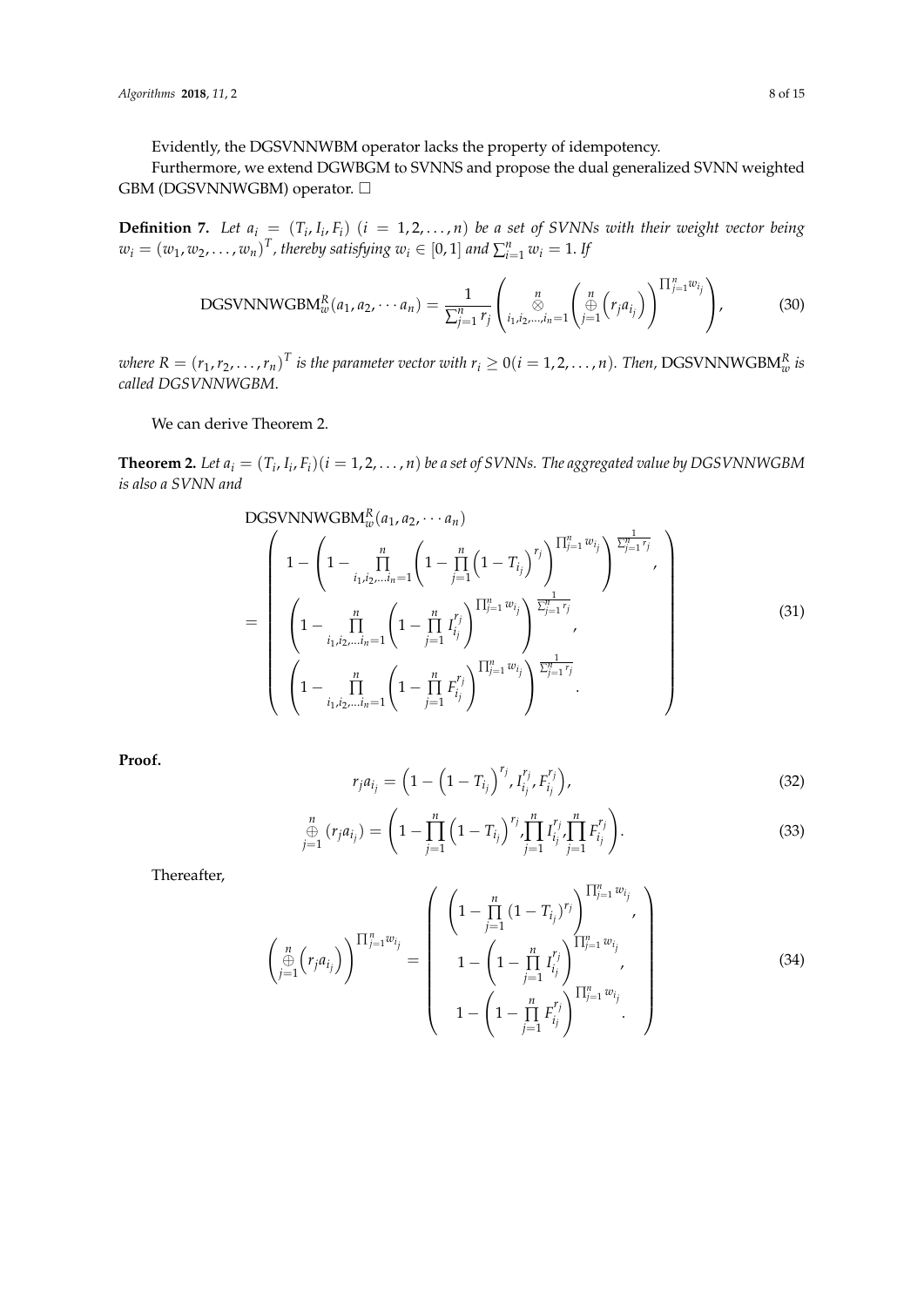Evidently, the DGSVNNWBM operator lacks the property of idempotency.

Furthermore, we extend DGWBGM to SVNNS and propose the dual generalized SVNN weighted GBM (DGSVNNWGBM) operator. □

**Definition 7.** *Let $a_i = (T_i, I_i, F_i)$ $(i = 1, 2, \ldots, n)$ be a set of SVNNs with their weight vector being $w_i = (w_1, w_2, \ldots, w_n)^T$, thereby satisfying $w_i \in [0, 1]$ and $\sum_{i=1}^n w_i = 1$. If*

$$\text{DGSVNNWGBM}_w^R(a_1, a_2, \cdots a_n) = \frac{1}{\sum_{j=1}^n r_j}\left(\underset{i_1, i_2, \ldots, i_n = 1}{\overset{n}{\otimes}}\left(\overset{n}{\underset{j=1}{\oplus}}\left(r_j a_{i_j}\right)\right)^{\prod_{j=1}^n w_{i_j}}\right), \tag{30}$$

*where $R = (r_1, r_2, \ldots, r_n)^T$ is the parameter vector with $r_i \geq 0 (i = 1, 2, \ldots, n)$. Then, $\text{DGSVNNWGBM}_w^R$ is called DGSVNNWGBM.*

We can derive Theorem 2.

**Theorem 2.** *Let $a_i = (T_i, I_i, F_i)(i = 1, 2, \ldots, n)$ be a set of SVNNs. The aggregated value by DGSVNNWGBM is also a SVNN and*

$$\text{DGSVNNWGBM}_w^R(a_1, a_2, \cdots a_n) = \left(\begin{array}{c} 1 - \left(1 - \prod\limits_{i_1, i_2, \ldots i_n = 1}^n \left(1 - \prod\limits_{j=1}^n \left(1 - T_{i_j}\right)^{r_j}\right)^{\prod_{j=1}^n w_{i_j}}\right)^{\frac{1}{\sum_{j=1}^n r_j}}, \\ \left(1 - \prod\limits_{i_1, i_2, \ldots i_n = 1}^n \left(1 - \prod\limits_{j=1}^n I_{i_j}^{r_j}\right)^{\prod_{j=1}^n w_{i_j}}\right)^{\frac{1}{\sum_{j=1}^n r_j}}, \\ \left(1 - \prod\limits_{i_1, i_2, \ldots i_n = 1}^n \left(1 - \prod\limits_{j=1}^n F_{i_j}^{r_j}\right)^{\prod_{j=1}^n w_{i_j}}\right)^{\frac{1}{\sum_{j=1}^n r_j}}. \end{array}\right) \tag{31}$$

**Proof.**

$$r_j a_{i_j} = \left(1 - \left(1 - T_{i_j}\right)^{r_j}, I_{i_j}^{r_j}, F_{i_j}^{r_j}\right), \tag{32}$$

$$\overset{n}{\underset{j=1}{\oplus}}\left(r_j a_{i_j}\right) = \left(1 - \prod_{j=1}^n \left(1 - T_{i_j}\right)^{r_j}, \prod_{j=1}^n I_{i_j}^{r_j}, \prod_{j=1}^n F_{i_j}^{r_j}\right). \tag{33}$$

Thereafter,

$$\left(\overset{n}{\underset{j=1}{\oplus}}\left(r_j a_{i_j}\right)\right)^{\prod_{j=1}^n w_{i_j}} = \left(\begin{array}{c} \left(1 - \prod\limits_{j=1}^n (1 - T_{i_j})^{r_j}\right)^{\prod_{j=1}^n w_{i_j}}, \\ 1 - \left(1 - \prod\limits_{j=1}^n I_{i_j}^{r_j}\right)^{\prod_{j=1}^n w_{i_j}}, \\ 1 - \left(1 - \prod\limits_{j=1}^n F_{i_j}^{r_j}\right)^{\prod_{j=1}^n w_{i_j}}. \end{array}\right) \tag{34}$$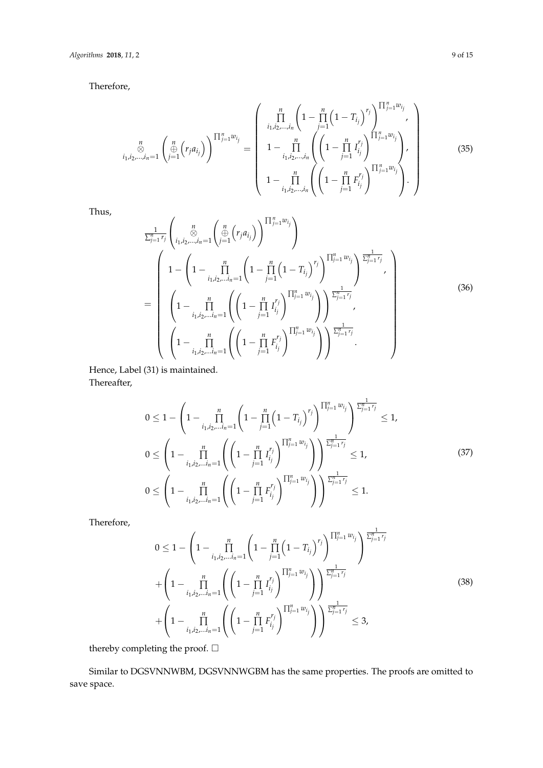Therefore,

$$
\bigotimes_{i_1,i_2,\ldots,i_n=1}^{n}\left(\bigoplus_{j=1}^{n}\left(r_j a_{i_j}\right)\right)^{\prod_{j=1}^{n} w_{i_j}} = \left(\begin{array}{c} \prod\limits_{i_1,i_2,\ldots,i_n}^{n}\left(1-\prod\limits_{j=1}^{n}\left(1-T_{i_j}\right)^{r_j}\right)^{\prod_{j=1}^{n} w_{i_j}}, \\ 1-\prod\limits_{i_1,i_2,\ldots,i_n}^{n}\left(\left(1-\prod\limits_{j=1}^{n} I_{i_j}^{r_j}\right)^{\prod_{j=1}^{n} w_{i_j}}\right), \\ 1-\prod\limits_{i_1,i_2,\ldots,i_n}^{n}\left(\left(1-\prod\limits_{j=1}^{n} F_{i_j}^{r_j}\right)^{\prod_{j=1}^{n} w_{i_j}}\right). \end{array}\right) \tag{35}
$$

Thus,

$$
\begin{aligned}
&\frac{1}{\sum_{j=1}^{n} r_j}\left(\bigotimes_{i_1,i_2,\ldots,i_n=1}^{n}\left(\bigoplus_{j=1}^{n}\left(r_j a_{i_j}\right)\right)^{\prod_{j=1}^{n} w_{i_j}}\right) \\
&= \left(\begin{array}{c} 1-\left(1-\prod\limits_{i_1,i_2,\ldots i_n=1}^{n}\left(1-\prod\limits_{j=1}^{n}\left(1-T_{i_j}\right)^{r_j}\right)^{\prod_{j=1}^{n} w_{i_j}}\right)^{\frac{1}{\sum_{j=1}^{n} r_j}}, \\ \left(1-\prod\limits_{i_1,i_2,\ldots i_n=1}^{n}\left(\left(1-\prod\limits_{j=1}^{n} I_{i_j}^{r_j}\right)^{\prod_{j=1}^{n} w_{i_j}}\right)\right)^{\frac{1}{\sum_{j=1}^{n} r_j}}, \\ \left(1-\prod\limits_{i_1,i_2,\ldots i_n=1}^{n}\left(\left(1-\prod\limits_{j=1}^{n} F_{i_j}^{r_j}\right)^{\prod_{j=1}^{n} w_{i_j}}\right)\right)^{\frac{1}{\sum_{j=1}^{n} r_j}}. \end{array}\right)
\end{aligned} \tag{36}
$$

Hence, Label (31) is maintained.

Thereafter,

$$
\begin{aligned}
&0 \le 1-\left(1-\prod_{i_1,i_2,\ldots i_n=1}^{n}\left(1-\prod_{j=1}^{n}\left(1-T_{i_j}\right)^{r_j}\right)^{\prod_{j=1}^{n} w_{i_j}}\right)^{\frac{1}{\sum_{j=1}^{n} r_j}} \le 1, \\
&0 \le \left(1-\prod_{i_1,i_2,\ldots i_n=1}^{n}\left(\left(1-\prod_{j=1}^{n} I_{i_j}^{r_j}\right)^{\prod_{j=1}^{n} w_{i_j}}\right)\right)^{\frac{1}{\sum_{j=1}^{n} r_j}} \le 1, \\
&0 \le \left(1-\prod_{i_1,i_2,\ldots i_n=1}^{n}\left(\left(1-\prod_{j=1}^{n} F_{i_j}^{r_j}\right)^{\prod_{j=1}^{n} w_{i_j}}\right)\right)^{\frac{1}{\sum_{j=1}^{n} r_j}} \le 1.
\end{aligned} \tag{37}
$$

Therefore,

$$
\begin{aligned}
0 \le\; & 1-\left(1-\prod_{i_1,i_2,\ldots i_n=1}^{n}\left(1-\prod_{j=1}^{n}\left(1-T_{i_j}\right)^{r_j}\right)^{\prod_{j=1}^{n} w_{i_j}}\right)^{\frac{1}{\sum_{j=1}^{n} r_j}} \\
&+\left(1-\prod_{i_1,i_2,\ldots i_n=1}^{n}\left(\left(1-\prod_{j=1}^{n} I_{i_j}^{r_j}\right)^{\prod_{j=1}^{n} w_{i_j}}\right)\right)^{\frac{1}{\sum_{j=1}^{n} r_j}} \\
&+\left(1-\prod_{i_1,i_2,\ldots i_n=1}^{n}\left(\left(1-\prod_{j=1}^{n} F_{i_j}^{r_j}\right)^{\prod_{j=1}^{n} w_{i_j}}\right)\right)^{\frac{1}{\sum_{j=1}^{n} r_j}} \le 3,
\end{aligned} \tag{38}
$$

thereby completing the proof. □

Similar to DGSVNNWBM, DGSVNNWGBM has the same properties. The proofs are omitted to save space.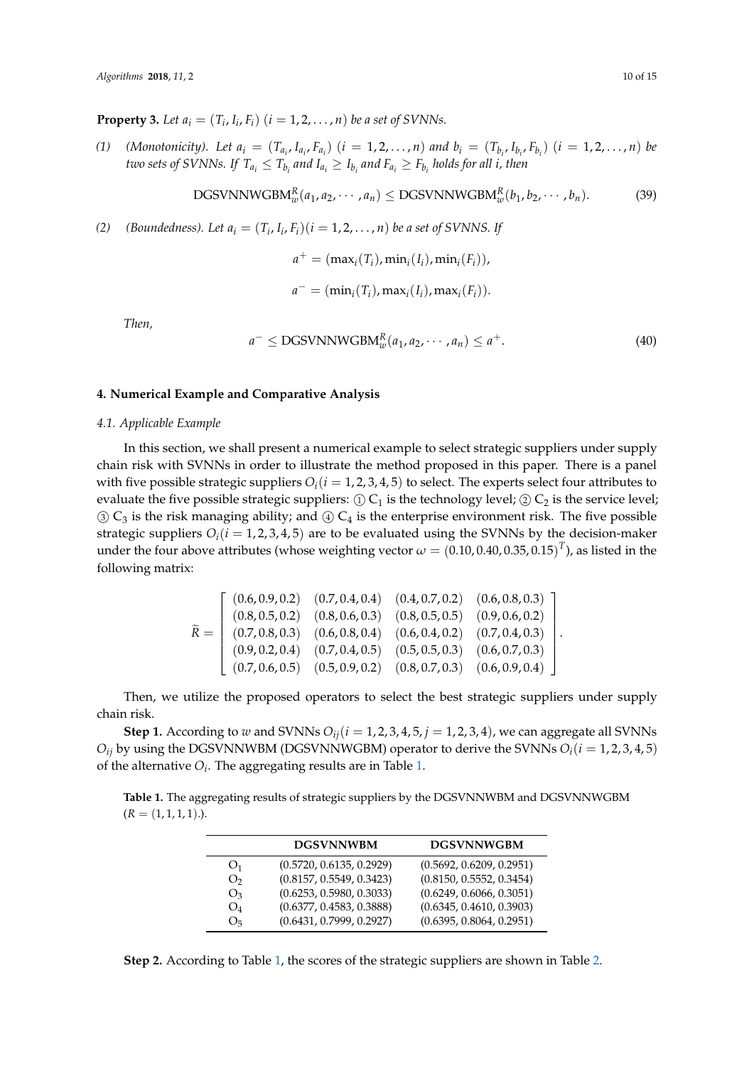**Property 3.** *Let $a_i = (T_i, I_i, F_i)$ $(i = 1, 2, \ldots, n)$ be a set of SVNNs.*

(1) *(Monotonicity). Let $a_i = (T_{a_i}, I_{a_i}, F_{a_i})$ $(i = 1, 2, \ldots, n)$ and $b_i = (T_{b_i}, I_{b_i}, F_{b_i})$ $(i = 1, 2, \ldots, n)$ be two sets of SVNNs. If $T_{a_i} \leq T_{b_i}$ and $I_{a_i} \geq I_{b_i}$ and $F_{a_i} \geq F_{b_i}$ holds for all i, then*

$$\text{DGSVNNWGBM}_w^R(a_1, a_2, \cdots, a_n) \leq \text{DGSVNNWGBM}_w^R(b_1, b_2, \cdots, b_n). \tag{39}$$

(2) *(Boundedness). Let $a_i = (T_i, I_i, F_i)(i = 1, 2, \ldots, n)$ be a set of SVNNS. If*

$$a^+ = (\max_i(T_i), \min_i(I_i), \min_i(F_i)),$$

$$a^- = (\min_i(T_i), \max_i(I_i), \max_i(F_i)).$$

*Then,*

$$a^- \leq \text{DGSVNNWGBM}_w^R(a_1, a_2, \cdots, a_n) \leq a^+. \tag{40}$$

## 4. Numerical Example and Comparative Analysis

### 4.1. Applicable Example

In this section, we shall present a numerical example to select strategic suppliers under supply chain risk with SVNNs in order to illustrate the method proposed in this paper. There is a panel with five possible strategic suppliers $O_i (i = 1, 2, 3, 4, 5)$ to select. The experts select four attributes to evaluate the five possible strategic suppliers: ① $C_1$ is the technology level; ② $C_2$ is the service level; ③ $C_3$ is the risk managing ability; and ④ $C_4$ is the enterprise environment risk. The five possible strategic suppliers $O_i (i = 1, 2, 3, 4, 5)$ are to be evaluated using the SVNNs by the decision-maker under the four above attributes (whose weighting vector $\omega = (0.10, 0.40, 0.35, 0.15)^T$), as listed in the following matrix:

$$\widetilde{R} = \begin{bmatrix} (0.6, 0.9, 0.2) & (0.7, 0.4, 0.4) & (0.4, 0.7, 0.2) & (0.6, 0.8, 0.3) \\ (0.8, 0.5, 0.2) & (0.8, 0.6, 0.3) & (0.8, 0.5, 0.5) & (0.9, 0.6, 0.2) \\ (0.7, 0.8, 0.3) & (0.6, 0.8, 0.4) & (0.6, 0.4, 0.2) & (0.7, 0.4, 0.3) \\ (0.9, 0.2, 0.4) & (0.7, 0.4, 0.5) & (0.5, 0.5, 0.3) & (0.6, 0.7, 0.3) \\ (0.7, 0.6, 0.5) & (0.5, 0.9, 0.2) & (0.8, 0.7, 0.3) & (0.6, 0.9, 0.4) \end{bmatrix}.$$

Then, we utilize the proposed operators to select the best strategic suppliers under supply chain risk.

**Step 1.** According to $w$ and SVNNs $O_{ij} (i = 1, 2, 3, 4, 5, j = 1, 2, 3, 4)$, we can aggregate all SVNNs $O_{ij}$ by using the DGSVNNWBM (DGSVNNWGBM) operator to derive the SVNNs $O_i (i = 1, 2, 3, 4, 5)$ of the alternative $O_i$. The aggregating results are in Table 1.

**Table 1.** The aggregating results of strategic suppliers by the DGSVNNWBM and DGSVNNWGBM ($R = (1, 1, 1, 1)$.).

| | DGSVNNWBM | DGSVNNWGBM |
|---|---|---|
| $O_1$ | (0.5720, 0.6135, 0.2929) | (0.5692, 0.6209, 0.2951) |
| $O_2$ | (0.8157, 0.5549, 0.3423) | (0.8150, 0.5552, 0.3454) |
| $O_3$ | (0.6253, 0.5980, 0.3033) | (0.6249, 0.6066, 0.3051) |
| $O_4$ | (0.6377, 0.4583, 0.3888) | (0.6345, 0.4610, 0.3903) |
| $O_5$ | (0.6431, 0.7999, 0.2927) | (0.6395, 0.8064, 0.2951) |

**Step 2.** According to Table 1, the scores of the strategic suppliers are shown in Table 2.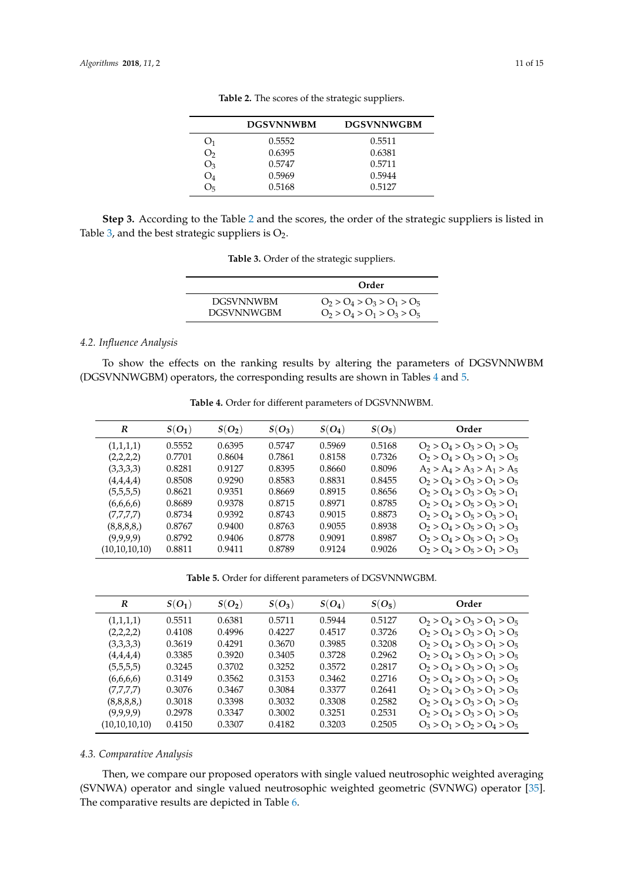**Table 2.** The scores of the strategic suppliers.

| | DGSVNNWBM | DGSVNNWGBM |
|---|---|---|
| $O_1$ | 0.5552 | 0.5511 |
| $O_2$ | 0.6395 | 0.6381 |
| $O_3$ | 0.5747 | 0.5711 |
| $O_4$ | 0.5969 | 0.5944 |
| $O_5$ | 0.5168 | 0.5127 |

**Step 3.** According to the Table 2 and the scores, the order of the strategic suppliers is listed in Table 3, and the best strategic suppliers is $O_2$.

**Table 3.** Order of the strategic suppliers.

| | Order |
|---|---|
| DGSVNNWBM | $O_2 > O_4 > O_3 > O_1 > O_5$ |
| DGSVNNWGBM | $O_2 > O_4 > O_1 > O_3 > O_5$ |

### 4.2. Influence Analysis

To show the effects on the ranking results by altering the parameters of DGSVNNWBM (DGSVNNWGBM) operators, the corresponding results are shown in Tables 4 and 5.

**Table 4.** Order for different parameters of DGSVNNWBM.

| $R$ | $S(O_1)$ | $S(O_2)$ | $S(O_3)$ | $S(O_4)$ | $S(O_5)$ | Order |
|---|---|---|---|---|---|---|
| (1,1,1,1) | 0.5552 | 0.6395 | 0.5747 | 0.5969 | 0.5168 | $O_2 > O_4 > O_3 > O_1 > O_5$ |
| (2,2,2,2) | 0.7701 | 0.8604 | 0.7861 | 0.8158 | 0.7326 | $O_2 > O_4 > O_3 > O_1 > O_5$ |
| (3,3,3,3) | 0.8281 | 0.9127 | 0.8395 | 0.8660 | 0.8096 | $A_2 > A_4 > A_3 > A_1 > A_5$ |
| (4,4,4,4) | 0.8508 | 0.9290 | 0.8583 | 0.8831 | 0.8455 | $O_2 > O_4 > O_3 > O_1 > O_5$ |
| (5,5,5,5) | 0.8621 | 0.9351 | 0.8669 | 0.8915 | 0.8656 | $O_2 > O_4 > O_3 > O_5 > O_1$ |
| (6,6,6,6) | 0.8689 | 0.9378 | 0.8715 | 0.8971 | 0.8785 | $O_2 > O_4 > O_5 > O_3 > O_1$ |
| (7,7,7,7) | 0.8734 | 0.9392 | 0.8743 | 0.9015 | 0.8873 | $O_2 > O_4 > O_5 > O_3 > O_1$ |
| (8,8,8,8,) | 0.8767 | 0.9400 | 0.8763 | 0.9055 | 0.8938 | $O_2 > O_4 > O_5 > O_1 > O_3$ |
| (9,9,9,9) | 0.8792 | 0.9406 | 0.8778 | 0.9091 | 0.8987 | $O_2 > O_4 > O_5 > O_1 > O_3$ |
| (10,10,10,10) | 0.8811 | 0.9411 | 0.8789 | 0.9124 | 0.9026 | $O_2 > O_4 > O_5 > O_1 > O_3$ |

**Table 5.** Order for different parameters of DGSVNNWGBM.

| $R$ | $S(O_1)$ | $S(O_2)$ | $S(O_3)$ | $S(O_4)$ | $S(O_5)$ | Order |
|---|---|---|---|---|---|---|
| (1,1,1,1) | 0.5511 | 0.6381 | 0.5711 | 0.5944 | 0.5127 | $O_2 > O_4 > O_3 > O_1 > O_5$ |
| (2,2,2,2) | 0.4108 | 0.4996 | 0.4227 | 0.4517 | 0.3726 | $O_2 > O_4 > O_3 > O_1 > O_5$ |
| (3,3,3,3) | 0.3619 | 0.4291 | 0.3670 | 0.3985 | 0.3208 | $O_2 > O_4 > O_3 > O_1 > O_5$ |
| (4,4,4,4) | 0.3385 | 0.3920 | 0.3405 | 0.3728 | 0.2962 | $O_2 > O_4 > O_3 > O_1 > O_5$ |
| (5,5,5,5) | 0.3245 | 0.3702 | 0.3252 | 0.3572 | 0.2817 | $O_2 > O_4 > O_3 > O_1 > O_5$ |
| (6,6,6,6) | 0.3149 | 0.3562 | 0.3153 | 0.3462 | 0.2716 | $O_2 > O_4 > O_3 > O_1 > O_5$ |
| (7,7,7,7) | 0.3076 | 0.3467 | 0.3084 | 0.3377 | 0.2641 | $O_2 > O_4 > O_3 > O_1 > O_5$ |
| (8,8,8,8,) | 0.3018 | 0.3398 | 0.3032 | 0.3308 | 0.2582 | $O_2 > O_4 > O_3 > O_1 > O_5$ |
| (9,9,9,9) | 0.2978 | 0.3347 | 0.3002 | 0.3251 | 0.2531 | $O_2 > O_4 > O_3 > O_1 > O_5$ |
| (10,10,10,10) | 0.4150 | 0.3307 | 0.4182 | 0.3203 | 0.2505 | $O_3 > O_1 > O_2 > O_4 > O_5$ |

### 4.3. Comparative Analysis

Then, we compare our proposed operators with single valued neutrosophic weighted averaging (SVNWA) operator and single valued neutrosophic weighted geometric (SVNWG) operator [35]. The comparative results are depicted in Table 6.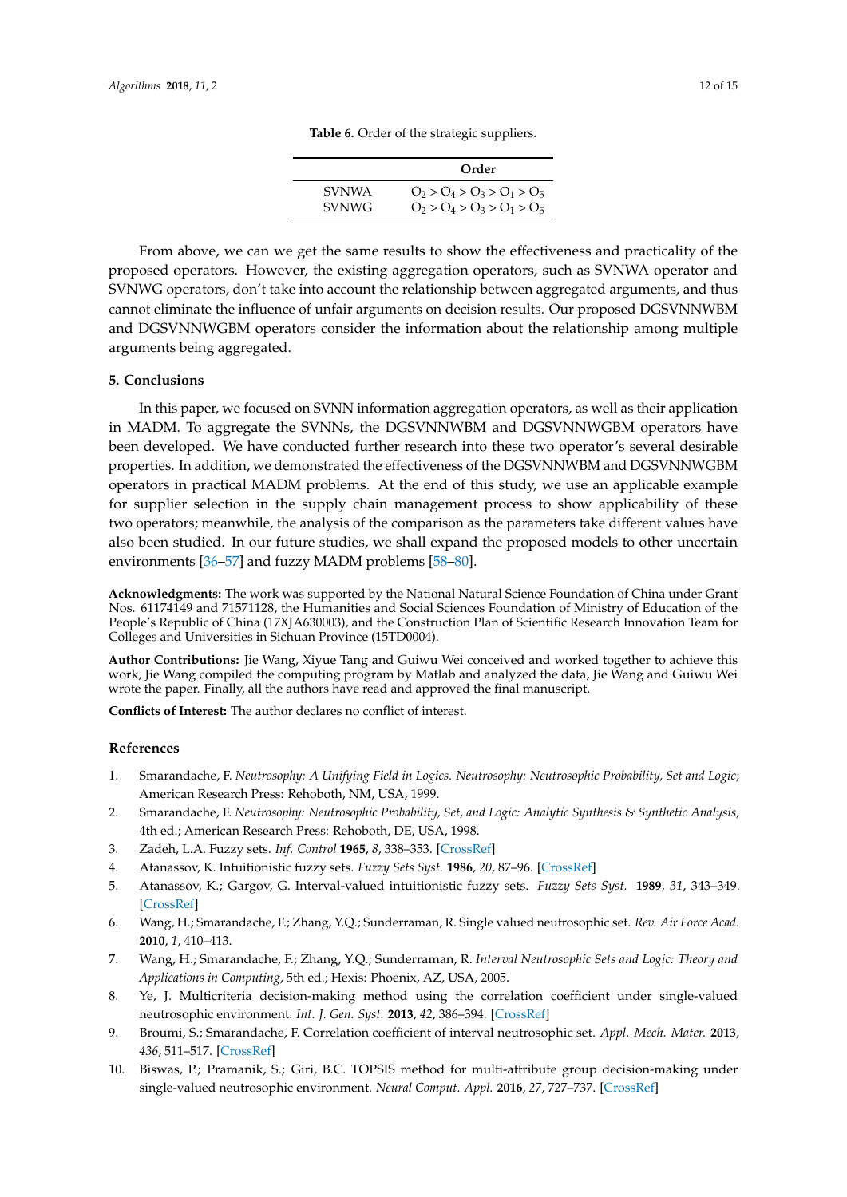**Table 6.** Order of the strategic suppliers.

| | Order |
|---|---|
| SVNWA | $O_2 > O_4 > O_3 > O_1 > O_5$ |
| SVNWG | $O_2 > O_4 > O_3 > O_1 > O_5$ |

From above, we can we get the same results to show the effectiveness and practicality of the proposed operators. However, the existing aggregation operators, such as SVNWA operator and SVNWG operators, don't take into account the relationship between aggregated arguments, and thus cannot eliminate the influence of unfair arguments on decision results. Our proposed DGSVNNWBM and DGSVNNWGBM operators consider the information about the relationship among multiple arguments being aggregated.

## 5. Conclusions

In this paper, we focused on SVNN information aggregation operators, as well as their application in MADM. To aggregate the SVNNs, the DGSVNNWBM and DGSVNNWGBM operators have been developed. We have conducted further research into these two operator's several desirable properties. In addition, we demonstrated the effectiveness of the DGSVNNWBM and DGSVNNWGBM operators in practical MADM problems. At the end of this study, we use an applicable example for supplier selection in the supply chain management process to show applicability of these two operators; meanwhile, the analysis of the comparison as the parameters take different values have also been studied. In our future studies, we shall expand the proposed models to other uncertain environments [36–57] and fuzzy MADM problems [58–80].

**Acknowledgments:** The work was supported by the National Natural Science Foundation of China under Grant Nos. 61174149 and 71571128, the Humanities and Social Sciences Foundation of Ministry of Education of the People's Republic of China (17XJA630003), and the Construction Plan of Scientific Research Innovation Team for Colleges and Universities in Sichuan Province (15TD0004).

**Author Contributions:** Jie Wang, Xiyue Tang and Guiwu Wei conceived and worked together to achieve this work, Jie Wang compiled the computing program by Matlab and analyzed the data, Jie Wang and Guiwu Wei wrote the paper. Finally, all the authors have read and approved the final manuscript.

**Conflicts of Interest:** The author declares no conflict of interest.

## References

1. Smarandache, F. *Neutrosophy: A Unifying Field in Logics. Neutrosophy: Neutrosophic Probability, Set and Logic*; American Research Press: Rehoboth, NM, USA, 1999.
2. Smarandache, F. *Neutrosophy: Neutrosophic Probability, Set, and Logic: Analytic Synthesis & Synthetic Analysis*, 4th ed.; American Research Press: Rehoboth, DE, USA, 1998.
3. Zadeh, L.A. Fuzzy sets. *Inf. Control* **1965**, *8*, 338–353. [CrossRef]
4. Atanassov, K. Intuitionistic fuzzy sets. *Fuzzy Sets Syst.* **1986**, *20*, 87–96. [CrossRef]
5. Atanassov, K.; Gargov, G. Interval-valued intuitionistic fuzzy sets. *Fuzzy Sets Syst.* **1989**, *31*, 343–349. [CrossRef]
6. Wang, H.; Smarandache, F.; Zhang, Y.Q.; Sunderraman, R. Single valued neutrosophic set. *Rev. Air Force Acad.* **2010**, *1*, 410–413.
7. Wang, H.; Smarandache, F.; Zhang, Y.Q.; Sunderraman, R. *Interval Neutrosophic Sets and Logic: Theory and Applications in Computing*, 5th ed.; Hexis: Phoenix, AZ, USA, 2005.
8. Ye, J. Multicriteria decision-making method using the correlation coefficient under single-valued neutrosophic environment. *Int. J. Gen. Syst.* **2013**, *42*, 386–394. [CrossRef]
9. Broumi, S.; Smarandache, F. Correlation coefficient of interval neutrosophic set. *Appl. Mech. Mater.* **2013**, *436*, 511–517. [CrossRef]
10. Biswas, P.; Pramanik, S.; Giri, B.C. TOPSIS method for multi-attribute group decision-making under single-valued neutrosophic environment. *Neural Comput. Appl.* **2016**, *27*, 727–737. [CrossRef]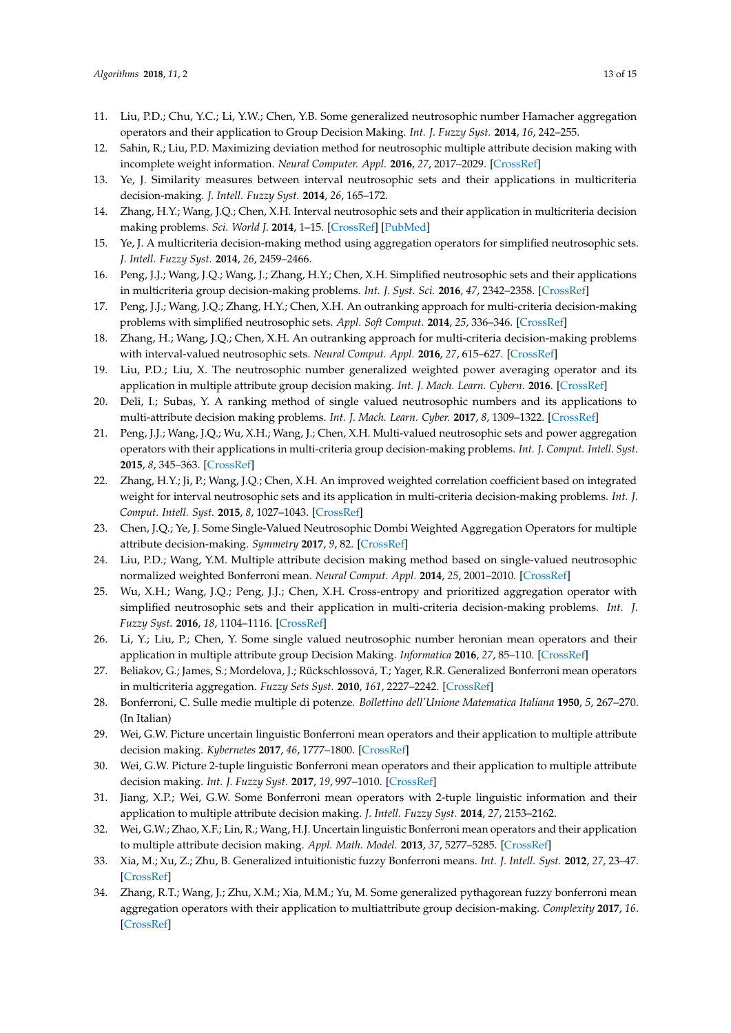11. Liu, P.D.; Chu, Y.C.; Li, Y.W.; Chen, Y.B. Some generalized neutrosophic number Hamacher aggregation operators and their application to Group Decision Making. *Int. J. Fuzzy Syst.* **2014**, *16*, 242–255.
12. Sahin, R.; Liu, P.D. Maximizing deviation method for neutrosophic multiple attribute decision making with incomplete weight information. *Neural Computer. Appl.* **2016**, *27*, 2017–2029. [CrossRef]
13. Ye, J. Similarity measures between interval neutrosophic sets and their applications in multicriteria decision-making. *J. Intell. Fuzzy Syst.* **2014**, *26*, 165–172.
14. Zhang, H.Y.; Wang, J.Q.; Chen, X.H. Interval neutrosophic sets and their application in multicriteria decision making problems. *Sci. World J.* **2014**, 1–15. [CrossRef] [PubMed]
15. Ye, J. A multicriteria decision-making method using aggregation operators for simplified neutrosophic sets. *J. Intell. Fuzzy Syst.* **2014**, *26*, 2459–2466.
16. Peng, J.J.; Wang, J.Q.; Wang, J.; Zhang, H.Y.; Chen, X.H. Simplified neutrosophic sets and their applications in multicriteria group decision-making problems. *Int. J. Syst. Sci.* **2016**, *47*, 2342–2358. [CrossRef]
17. Peng, J.J.; Wang, J.Q.; Zhang, H.Y.; Chen, X.H. An outranking approach for multi-criteria decision-making problems with simplified neutrosophic sets. *Appl. Soft Comput.* **2014**, *25*, 336–346. [CrossRef]
18. Zhang, H.; Wang, J.Q.; Chen, X.H. An outranking approach for multi-criteria decision-making problems with interval-valued neutrosophic sets. *Neural Comput. Appl.* **2016**, *27*, 615–627. [CrossRef]
19. Liu, P.D.; Liu, X. The neutrosophic number generalized weighted power averaging operator and its application in multiple attribute group decision making. *Int. J. Mach. Learn. Cybern.* **2016**. [CrossRef]
20. Deli, I.; Subas, Y. A ranking method of single valued neutrosophic numbers and its applications to multi-attribute decision making problems. *Int. J. Mach. Learn. Cyber.* **2017**, *8*, 1309–1322. [CrossRef]
21. Peng, J.J.; Wang, J.Q.; Wu, X.H.; Wang, J.; Chen, X.H. Multi-valued neutrosophic sets and power aggregation operators with their applications in multi-criteria group decision-making problems. *Int. J. Comput. Intell. Syst.* **2015**, *8*, 345–363. [CrossRef]
22. Zhang, H.Y.; Ji, P.; Wang, J.Q.; Chen, X.H. An improved weighted correlation coefficient based on integrated weight for interval neutrosophic sets and its application in multi-criteria decision-making problems. *Int. J. Comput. Intell. Syst.* **2015**, *8*, 1027–1043. [CrossRef]
23. Chen, J.Q.; Ye, J. Some Single-Valued Neutrosophic Dombi Weighted Aggregation Operators for multiple attribute decision-making. *Symmetry* **2017**, *9*, 82. [CrossRef]
24. Liu, P.D.; Wang, Y.M. Multiple attribute decision making method based on single-valued neutrosophic normalized weighted Bonferroni mean. *Neural Comput. Appl.* **2014**, *25*, 2001–2010. [CrossRef]
25. Wu, X.H.; Wang, J.Q.; Peng, J.J.; Chen, X.H. Cross-entropy and prioritized aggregation operator with simplified neutrosophic sets and their application in multi-criteria decision-making problems. *Int. J. Fuzzy Syst.* **2016**, *18*, 1104–1116. [CrossRef]
26. Li, Y.; Liu, P.; Chen, Y. Some single valued neutrosophic number heronian mean operators and their application in multiple attribute group Decision Making. *Informatica* **2016**, *27*, 85–110. [CrossRef]
27. Beliakov, G.; James, S.; Mordelova, J.; Rückschlossová, T.; Yager, R.R. Generalized Bonferroni mean operators in multicriteria aggregation. *Fuzzy Sets Syst.* **2010**, *161*, 2227–2242. [CrossRef]
28. Bonferroni, C. Sulle medie multiple di potenze. *Bollettino dell'Unione Matematica Italiana* **1950**, *5*, 267–270. (In Italian)
29. Wei, G.W. Picture uncertain linguistic Bonferroni mean operators and their application to multiple attribute decision making. *Kybernetes* **2017**, *46*, 1777–1800. [CrossRef]
30. Wei, G.W. Picture 2-tuple linguistic Bonferroni mean operators and their application to multiple attribute decision making. *Int. J. Fuzzy Syst.* **2017**, *19*, 997–1010. [CrossRef]
31. Jiang, X.P.; Wei, G.W. Some Bonferroni mean operators with 2-tuple linguistic information and their application to multiple attribute decision making. *J. Intell. Fuzzy Syst.* **2014**, *27*, 2153–2162.
32. Wei, G.W.; Zhao, X.F.; Lin, R.; Wang, H.J. Uncertain linguistic Bonferroni mean operators and their application to multiple attribute decision making. *Appl. Math. Model.* **2013**, *37*, 5277–5285. [CrossRef]
33. Xia, M.; Xu, Z.; Zhu, B. Generalized intuitionistic fuzzy Bonferroni means. *Int. J. Intell. Syst.* **2012**, *27*, 23–47. [CrossRef]
34. Zhang, R.T.; Wang, J.; Zhu, X.M.; Xia, M.M.; Yu, M. Some generalized pythagorean fuzzy bonferroni mean aggregation operators with their application to multiattribute group decision-making. *Complexity* **2017**, *16*. [CrossRef]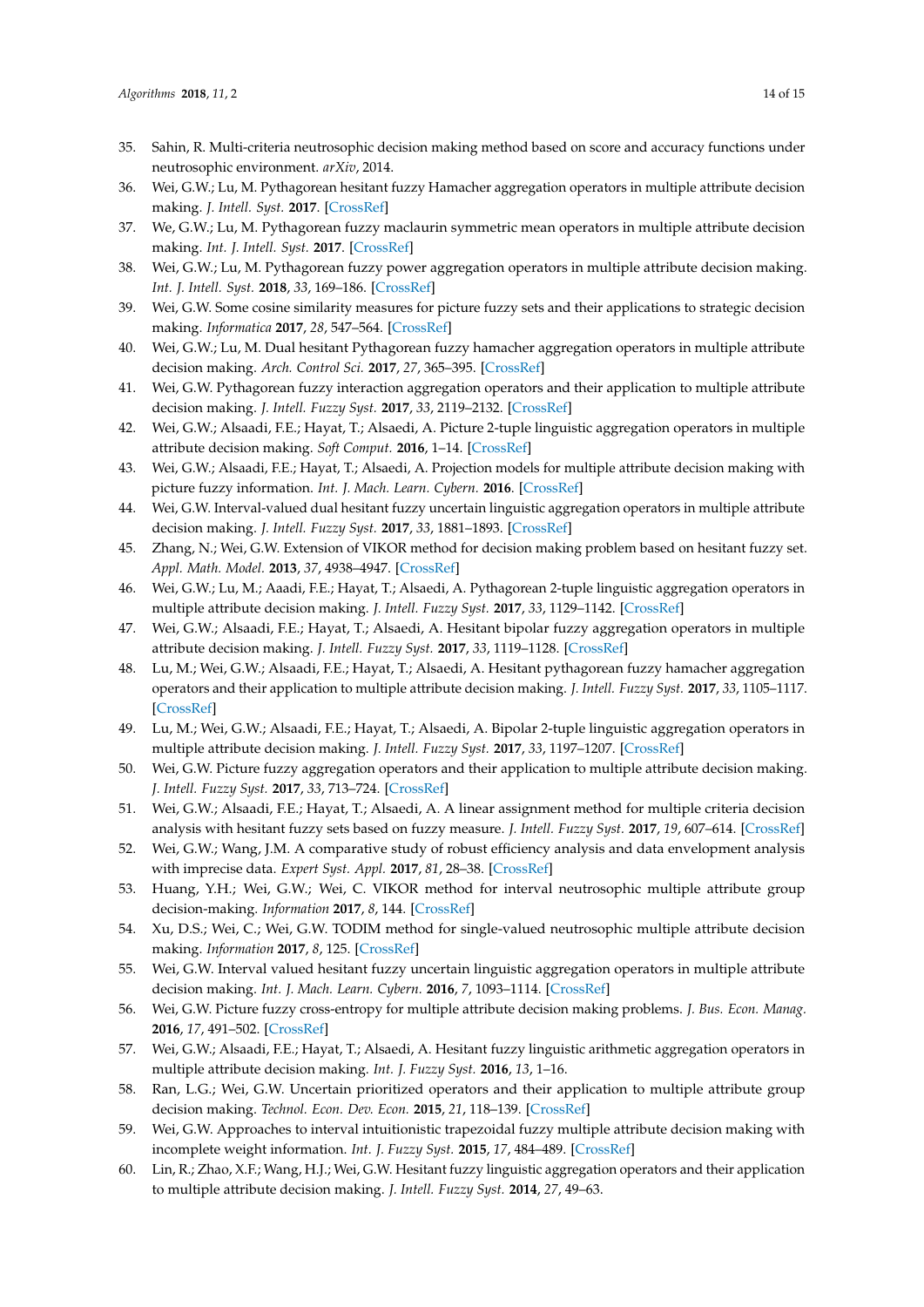35. Sahin, R. Multi-criteria neutrosophic decision making method based on score and accuracy functions under neutrosophic environment. *arXiv*, 2014.
36. Wei, G.W.; Lu, M. Pythagorean hesitant fuzzy Hamacher aggregation operators in multiple attribute decision making. *J. Intell. Syst.* **2017**. [CrossRef]
37. We, G.W.; Lu, M. Pythagorean fuzzy maclaurin symmetric mean operators in multiple attribute decision making. *Int. J. Intell. Syst.* **2017**. [CrossRef]
38. Wei, G.W.; Lu, M. Pythagorean fuzzy power aggregation operators in multiple attribute decision making. *Int. J. Intell. Syst.* **2018**, *33*, 169–186. [CrossRef]
39. Wei, G.W. Some cosine similarity measures for picture fuzzy sets and their applications to strategic decision making. *Informatica* **2017**, *28*, 547–564. [CrossRef]
40. Wei, G.W.; Lu, M. Dual hesitant Pythagorean fuzzy hamacher aggregation operators in multiple attribute decision making. *Arch. Control Sci.* **2017**, *27*, 365–395. [CrossRef]
41. Wei, G.W. Pythagorean fuzzy interaction aggregation operators and their application to multiple attribute decision making. *J. Intell. Fuzzy Syst.* **2017**, *33*, 2119–2132. [CrossRef]
42. Wei, G.W.; Alsaadi, F.E.; Hayat, T.; Alsaedi, A. Picture 2-tuple linguistic aggregation operators in multiple attribute decision making. *Soft Comput.* **2016**, 1–14. [CrossRef]
43. Wei, G.W.; Alsaadi, F.E.; Hayat, T.; Alsaedi, A. Projection models for multiple attribute decision making with picture fuzzy information. *Int. J. Mach. Learn. Cybern.* **2016**. [CrossRef]
44. Wei, G.W. Interval-valued dual hesitant fuzzy uncertain linguistic aggregation operators in multiple attribute decision making. *J. Intell. Fuzzy Syst.* **2017**, *33*, 1881–1893. [CrossRef]
45. Zhang, N.; Wei, G.W. Extension of VIKOR method for decision making problem based on hesitant fuzzy set. *Appl. Math. Model.* **2013**, *37*, 4938–4947. [CrossRef]
46. Wei, G.W.; Lu, M.; Aaadi, F.E.; Hayat, T.; Alsaedi, A. Pythagorean 2-tuple linguistic aggregation operators in multiple attribute decision making. *J. Intell. Fuzzy Syst.* **2017**, *33*, 1129–1142. [CrossRef]
47. Wei, G.W.; Alsaadi, F.E.; Hayat, T.; Alsaedi, A. Hesitant bipolar fuzzy aggregation operators in multiple attribute decision making. *J. Intell. Fuzzy Syst.* **2017**, *33*, 1119–1128. [CrossRef]
48. Lu, M.; Wei, G.W.; Alsaadi, F.E.; Hayat, T.; Alsaedi, A. Hesitant pythagorean fuzzy hamacher aggregation operators and their application to multiple attribute decision making. *J. Intell. Fuzzy Syst.* **2017**, *33*, 1105–1117. [CrossRef]
49. Lu, M.; Wei, G.W.; Alsaadi, F.E.; Hayat, T.; Alsaedi, A. Bipolar 2-tuple linguistic aggregation operators in multiple attribute decision making. *J. Intell. Fuzzy Syst.* **2017**, *33*, 1197–1207. [CrossRef]
50. Wei, G.W. Picture fuzzy aggregation operators and their application to multiple attribute decision making. *J. Intell. Fuzzy Syst.* **2017**, *33*, 713–724. [CrossRef]
51. Wei, G.W.; Alsaadi, F.E.; Hayat, T.; Alsaedi, A. A linear assignment method for multiple criteria decision analysis with hesitant fuzzy sets based on fuzzy measure. *J. Intell. Fuzzy Syst.* **2017**, *19*, 607–614. [CrossRef]
52. Wei, G.W.; Wang, J.M. A comparative study of robust efficiency analysis and data envelopment analysis with imprecise data. *Expert Syst. Appl.* **2017**, *81*, 28–38. [CrossRef]
53. Huang, Y.H.; Wei, G.W.; Wei, C. VIKOR method for interval neutrosophic multiple attribute group decision-making. *Information* **2017**, *8*, 144. [CrossRef]
54. Xu, D.S.; Wei, C.; Wei, G.W. TODIM method for single-valued neutrosophic multiple attribute decision making. *Information* **2017**, *8*, 125. [CrossRef]
55. Wei, G.W. Interval valued hesitant fuzzy uncertain linguistic aggregation operators in multiple attribute decision making. *Int. J. Mach. Learn. Cybern.* **2016**, *7*, 1093–1114. [CrossRef]
56. Wei, G.W. Picture fuzzy cross-entropy for multiple attribute decision making problems. *J. Bus. Econ. Manag.* **2016**, *17*, 491–502. [CrossRef]
57. Wei, G.W.; Alsaadi, F.E.; Hayat, T.; Alsaedi, A. Hesitant fuzzy linguistic arithmetic aggregation operators in multiple attribute decision making. *Int. J. Fuzzy Syst.* **2016**, *13*, 1–16.
58. Ran, L.G.; Wei, G.W. Uncertain prioritized operators and their application to multiple attribute group decision making. *Technol. Econ. Dev. Econ.* **2015**, *21*, 118–139. [CrossRef]
59. Wei, G.W. Approaches to interval intuitionistic trapezoidal fuzzy multiple attribute decision making with incomplete weight information. *Int. J. Fuzzy Syst.* **2015**, *17*, 484–489. [CrossRef]
60. Lin, R.; Zhao, X.F.; Wang, H.J.; Wei, G.W. Hesitant fuzzy linguistic aggregation operators and their application to multiple attribute decision making. *J. Intell. Fuzzy Syst.* **2014**, *27*, 49–63.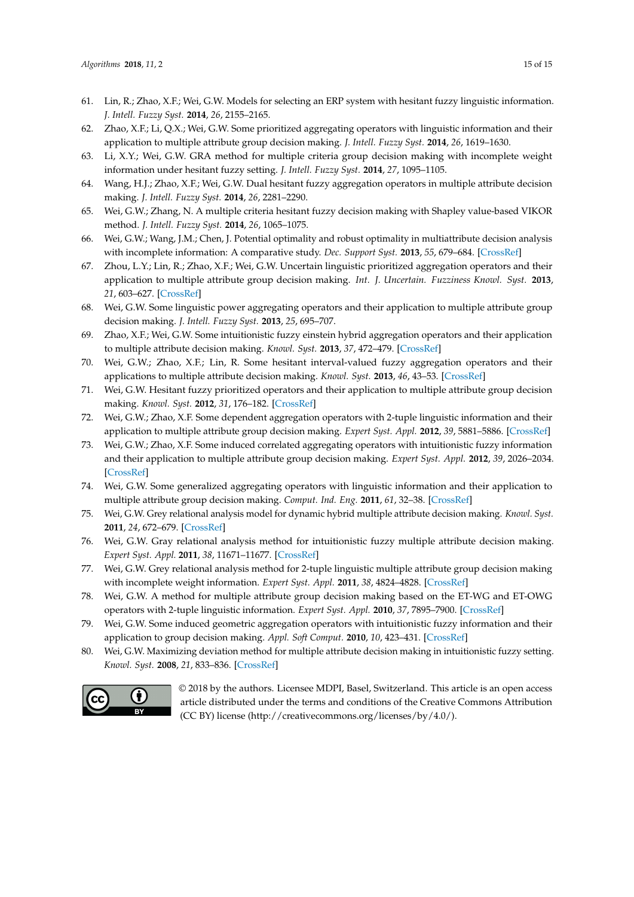61. Lin, R.; Zhao, X.F.; Wei, G.W. Models for selecting an ERP system with hesitant fuzzy linguistic information. *J. Intell. Fuzzy Syst.* **2014**, *26*, 2155–2165.
62. Zhao, X.F.; Li, Q.X.; Wei, G.W. Some prioritized aggregating operators with linguistic information and their application to multiple attribute group decision making. *J. Intell. Fuzzy Syst.* **2014**, *26*, 1619–1630.
63. Li, X.Y.; Wei, G.W. GRA method for multiple criteria group decision making with incomplete weight information under hesitant fuzzy setting. *J. Intell. Fuzzy Syst.* **2014**, *27*, 1095–1105.
64. Wang, H.J.; Zhao, X.F.; Wei, G.W. Dual hesitant fuzzy aggregation operators in multiple attribute decision making. *J. Intell. Fuzzy Syst.* **2014**, *26*, 2281–2290.
65. Wei, G.W.; Zhang, N. A multiple criteria hesitant fuzzy decision making with Shapley value-based VIKOR method. *J. Intell. Fuzzy Syst.* **2014**, *26*, 1065–1075.
66. Wei, G.W.; Wang, J.M.; Chen, J. Potential optimality and robust optimality in multiattribute decision analysis with incomplete information: A comparative study. *Dec. Support Syst.* **2013**, *55*, 679–684. [CrossRef]
67. Zhou, L.Y.; Lin, R.; Zhao, X.F.; Wei, G.W. Uncertain linguistic prioritized aggregation operators and their application to multiple attribute group decision making. *Int. J. Uncertain. Fuzziness Knowl. Syst.* **2013**, *21*, 603–627. [CrossRef]
68. Wei, G.W. Some linguistic power aggregating operators and their application to multiple attribute group decision making. *J. Intell. Fuzzy Syst.* **2013**, *25*, 695–707.
69. Zhao, X.F.; Wei, G.W. Some intuitionistic fuzzy einstein hybrid aggregation operators and their application to multiple attribute decision making. *Knowl. Syst.* **2013**, *37*, 472–479. [CrossRef]
70. Wei, G.W.; Zhao, X.F.; Lin, R. Some hesitant interval-valued fuzzy aggregation operators and their applications to multiple attribute decision making. *Knowl. Syst.* **2013**, *46*, 43–53. [CrossRef]
71. Wei, G.W. Hesitant fuzzy prioritized operators and their application to multiple attribute group decision making. *Knowl. Syst.* **2012**, *31*, 176–182. [CrossRef]
72. Wei, G.W.; Zhao, X.F. Some dependent aggregation operators with 2-tuple linguistic information and their application to multiple attribute group decision making. *Expert Syst. Appl.* **2012**, *39*, 5881–5886. [CrossRef]
73. Wei, G.W.; Zhao, X.F. Some induced correlated aggregating operators with intuitionistic fuzzy information and their application to multiple attribute group decision making. *Expert Syst. Appl.* **2012**, *39*, 2026–2034. [CrossRef]
74. Wei, G.W. Some generalized aggregating operators with linguistic information and their application to multiple attribute group decision making. *Comput. Ind. Eng.* **2011**, *61*, 32–38. [CrossRef]
75. Wei, G.W. Grey relational analysis model for dynamic hybrid multiple attribute decision making. *Knowl. Syst.* **2011**, *24*, 672–679. [CrossRef]
76. Wei, G.W. Gray relational analysis method for intuitionistic fuzzy multiple attribute decision making. *Expert Syst. Appl.* **2011**, *38*, 11671–11677. [CrossRef]
77. Wei, G.W. Grey relational analysis method for 2-tuple linguistic multiple attribute group decision making with incomplete weight information. *Expert Syst. Appl.* **2011**, *38*, 4824–4828. [CrossRef]
78. Wei, G.W. A method for multiple attribute group decision making based on the ET-WG and ET-OWG operators with 2-tuple linguistic information. *Expert Syst. Appl.* **2010**, *37*, 7895–7900. [CrossRef]
79. Wei, G.W. Some induced geometric aggregation operators with intuitionistic fuzzy information and their application to group decision making. *Appl. Soft Comput.* **2010**, *10*, 423–431. [CrossRef]
80. Wei, G.W. Maximizing deviation method for multiple attribute decision making in intuitionistic fuzzy setting. *Knowl. Syst.* **2008**, *21*, 833–836. [CrossRef]

© 2018 by the authors. Licensee MDPI, Basel, Switzerland. This article is an open access article distributed under the terms and conditions of the Creative Commons Attribution (CC BY) license (http://creativecommons.org/licenses/by/4.0/).